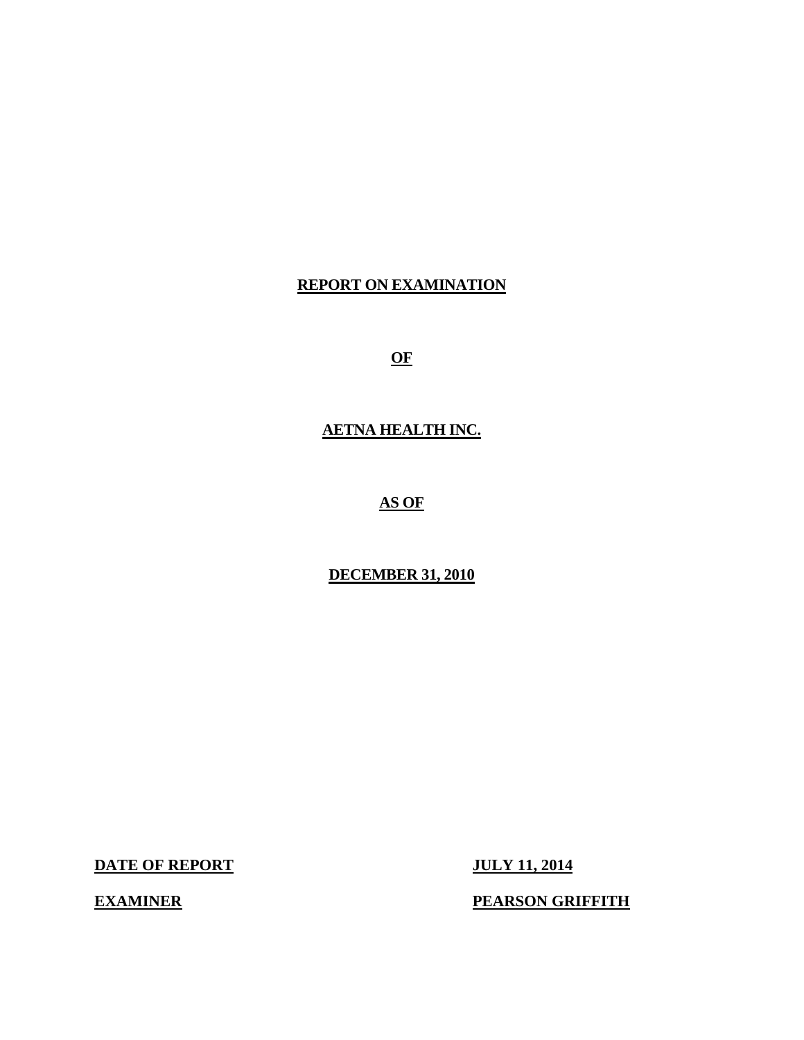**REPORT ON EXAMINATION**

**OF**

**AETNA HEALTH INC.**

**AS OF**

**DECEMBER 31, 2010**

| | |
|---|---|
| **DATE OF REPORT** | **JULY 11, 2014** |
| **EXAMINER** | **PEARSON GRIFFITH** |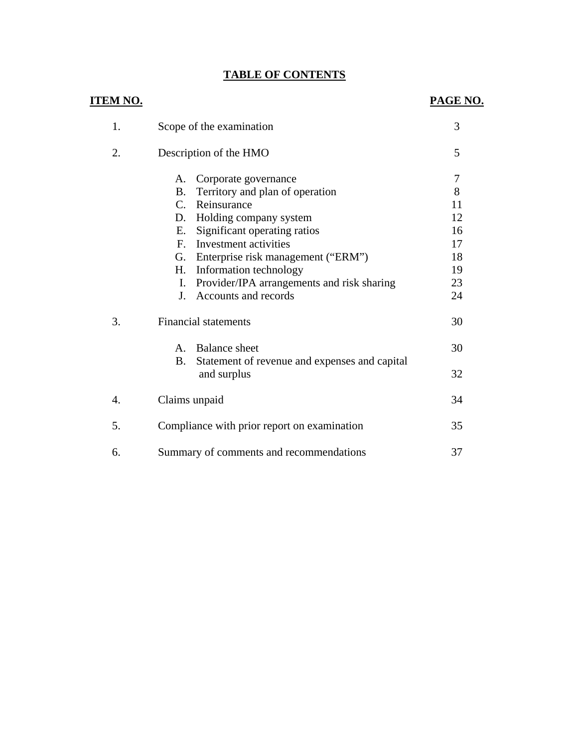# TABLE OF CONTENTS

| ITEM NO. | | PAGE NO. |
|---|---|---|
| 1. | Scope of the examination | 3 |
| 2. | Description of the HMO | 5 |
| | A. Corporate governance | 7 |
| | B. Territory and plan of operation | 8 |
| | C. Reinsurance | 11 |
| | D. Holding company system | 12 |
| | E. Significant operating ratios | 16 |
| | F. Investment activities | 17 |
| | G. Enterprise risk management (“ERM”) | 18 |
| | H. Information technology | 19 |
| | I. Provider/IPA arrangements and risk sharing | 23 |
| | J. Accounts and records | 24 |
| 3. | Financial statements | 30 |
| | A. Balance sheet | 30 |
| | B. Statement of revenue and expenses and capital and surplus | 32 |
| 4. | Claims unpaid | 34 |
| 5. | Compliance with prior report on examination | 35 |
| 6. | Summary of comments and recommendations | 37 |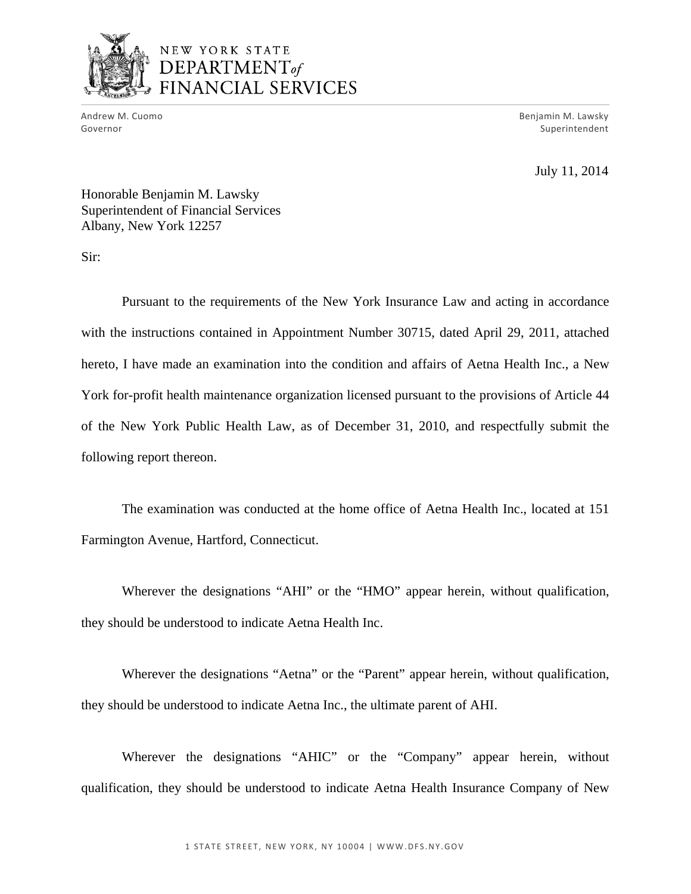NEW YORK STATE
DEPARTMENT *of*
FINANCIAL SERVICES

Andrew M. Cuomo
Governor

Benjamin M. Lawsky
Superintendent

July 11, 2014

Honorable Benjamin M. Lawsky
Superintendent of Financial Services
Albany, New York 12257

Sir:

Pursuant to the requirements of the New York Insurance Law and acting in accordance with the instructions contained in Appointment Number 30715, dated April 29, 2011, attached hereto, I have made an examination into the condition and affairs of Aetna Health Inc., a New York for-profit health maintenance organization licensed pursuant to the provisions of Article 44 of the New York Public Health Law, as of December 31, 2010, and respectfully submit the following report thereon.

The examination was conducted at the home office of Aetna Health Inc., located at 151 Farmington Avenue, Hartford, Connecticut.

Wherever the designations "AHI" or the "HMO" appear herein, without qualification, they should be understood to indicate Aetna Health Inc.

Wherever the designations "Aetna" or the "Parent" appear herein, without qualification, they should be understood to indicate Aetna Inc., the ultimate parent of AHI.

Wherever the designations "AHIC" or the "Company" appear herein, without qualification, they should be understood to indicate Aetna Health Insurance Company of New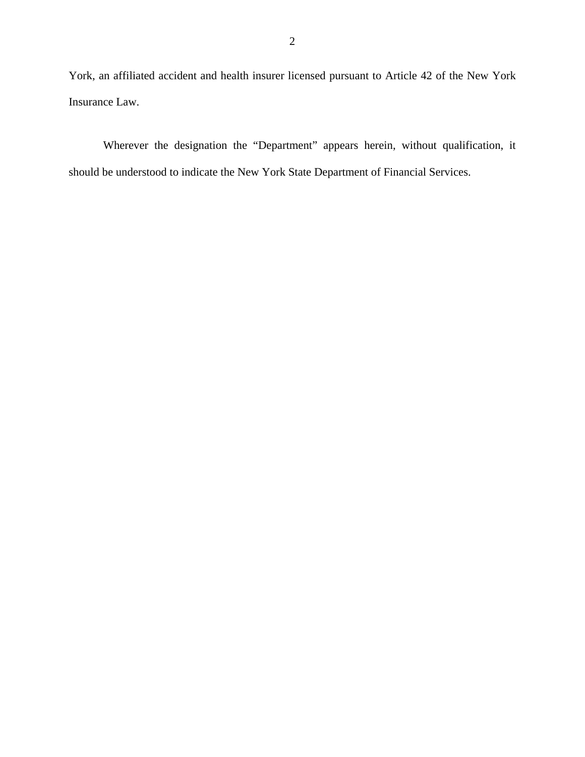York, an affiliated accident and health insurer licensed pursuant to Article 42 of the New York Insurance Law.

Wherever the designation the "Department" appears herein, without qualification, it should be understood to indicate the New York State Department of Financial Services.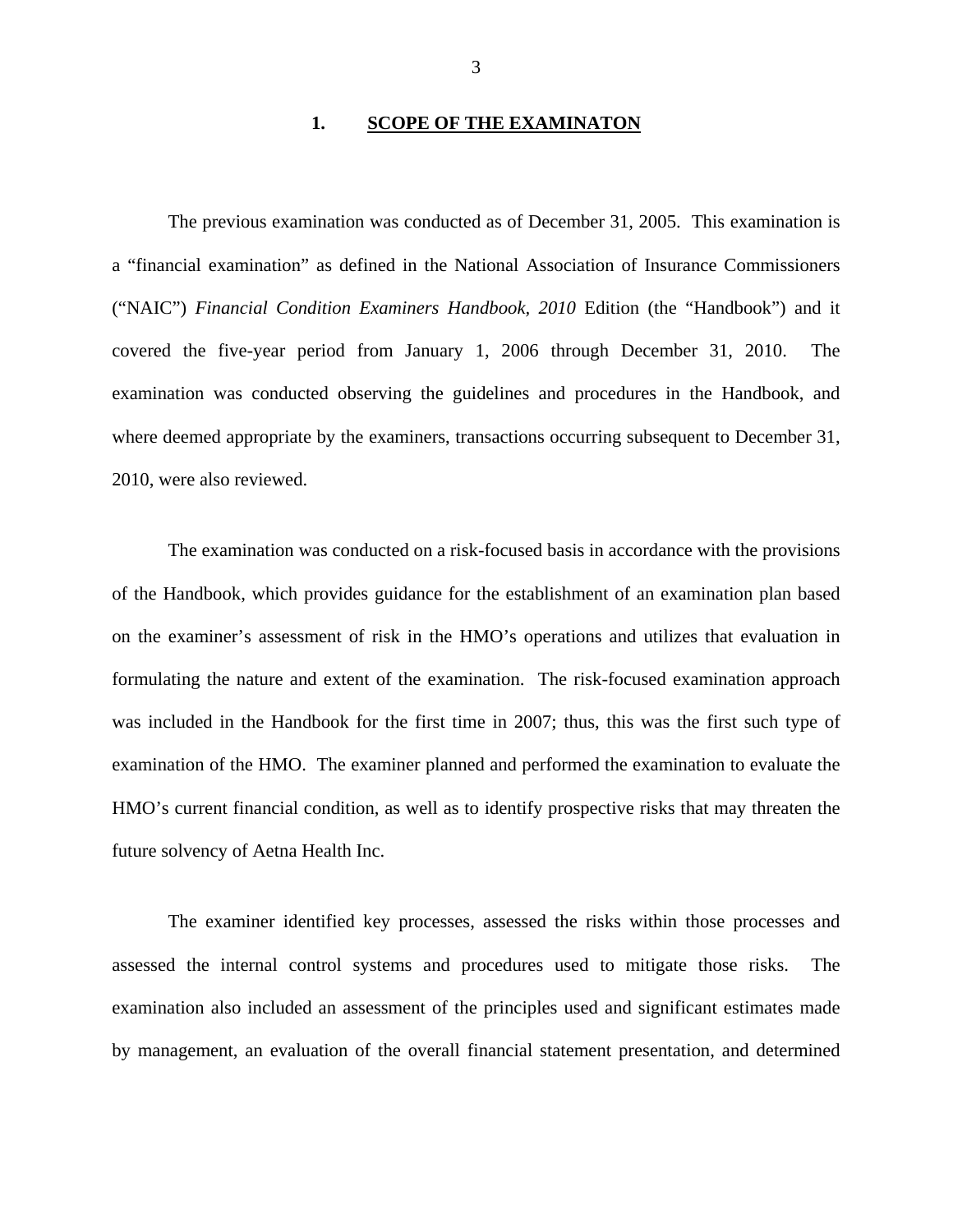## 1. SCOPE OF THE EXAMINATON

The previous examination was conducted as of December 31, 2005. This examination is a "financial examination" as defined in the National Association of Insurance Commissioners ("NAIC") *Financial Condition Examiners Handbook, 2010* Edition (the "Handbook") and it covered the five-year period from January 1, 2006 through December 31, 2010. The examination was conducted observing the guidelines and procedures in the Handbook, and where deemed appropriate by the examiners, transactions occurring subsequent to December 31, 2010, were also reviewed.

The examination was conducted on a risk-focused basis in accordance with the provisions of the Handbook, which provides guidance for the establishment of an examination plan based on the examiner's assessment of risk in the HMO's operations and utilizes that evaluation in formulating the nature and extent of the examination. The risk-focused examination approach was included in the Handbook for the first time in 2007; thus, this was the first such type of examination of the HMO. The examiner planned and performed the examination to evaluate the HMO's current financial condition, as well as to identify prospective risks that may threaten the future solvency of Aetna Health Inc.

The examiner identified key processes, assessed the risks within those processes and assessed the internal control systems and procedures used to mitigate those risks. The examination also included an assessment of the principles used and significant estimates made by management, an evaluation of the overall financial statement presentation, and determined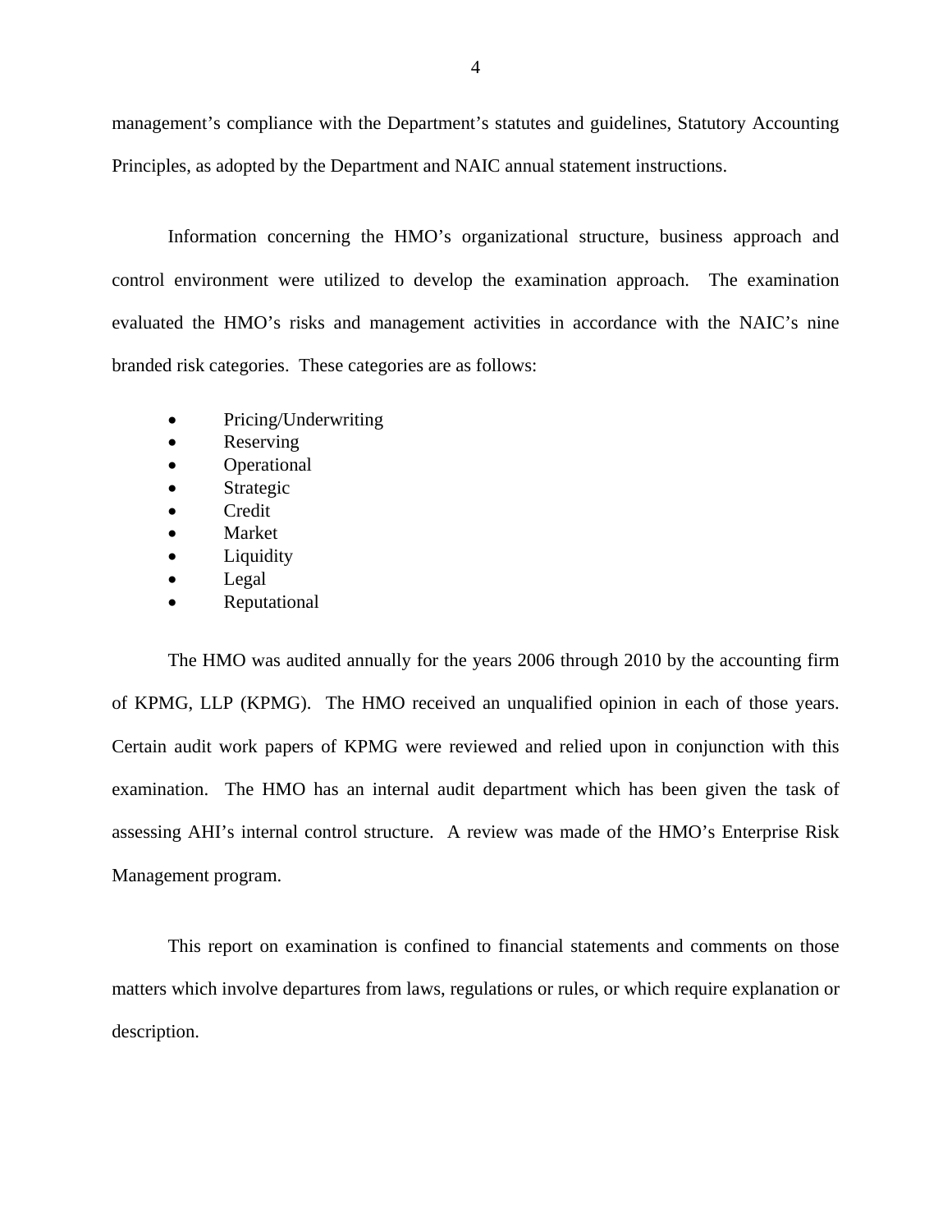management's compliance with the Department's statutes and guidelines, Statutory Accounting Principles, as adopted by the Department and NAIC annual statement instructions.

Information concerning the HMO's organizational structure, business approach and control environment were utilized to develop the examination approach. The examination evaluated the HMO's risks and management activities in accordance with the NAIC's nine branded risk categories. These categories are as follows:

- Pricing/Underwriting
- Reserving
- Operational
- Strategic
- Credit
- Market
- Liquidity
- Legal
- Reputational

The HMO was audited annually for the years 2006 through 2010 by the accounting firm of KPMG, LLP (KPMG). The HMO received an unqualified opinion in each of those years. Certain audit work papers of KPMG were reviewed and relied upon in conjunction with this examination. The HMO has an internal audit department which has been given the task of assessing AHI's internal control structure. A review was made of the HMO's Enterprise Risk Management program.

This report on examination is confined to financial statements and comments on those matters which involve departures from laws, regulations or rules, or which require explanation or description.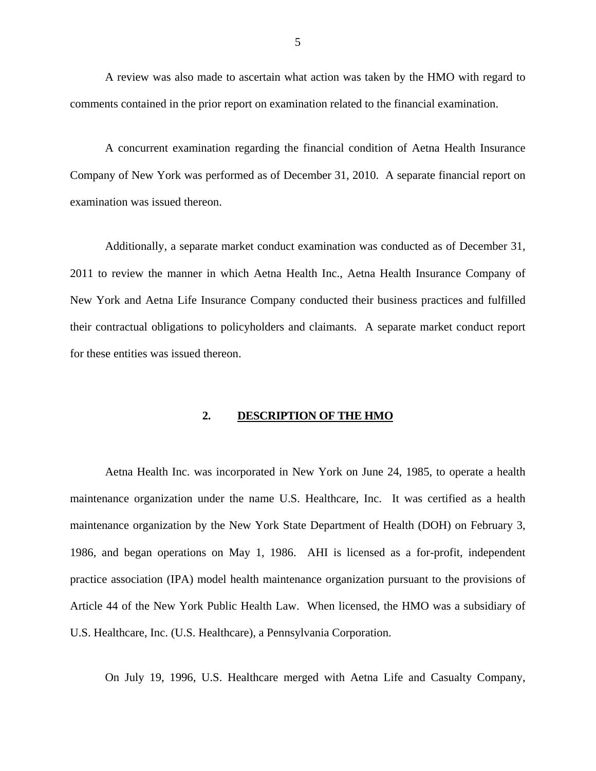A review was also made to ascertain what action was taken by the HMO with regard to comments contained in the prior report on examination related to the financial examination.

A concurrent examination regarding the financial condition of Aetna Health Insurance Company of New York was performed as of December 31, 2010. A separate financial report on examination was issued thereon.

Additionally, a separate market conduct examination was conducted as of December 31, 2011 to review the manner in which Aetna Health Inc., Aetna Health Insurance Company of New York and Aetna Life Insurance Company conducted their business practices and fulfilled their contractual obligations to policyholders and claimants. A separate market conduct report for these entities was issued thereon.

## 2. DESCRIPTION OF THE HMO

Aetna Health Inc. was incorporated in New York on June 24, 1985, to operate a health maintenance organization under the name U.S. Healthcare, Inc. It was certified as a health maintenance organization by the New York State Department of Health (DOH) on February 3, 1986, and began operations on May 1, 1986. AHI is licensed as a for-profit, independent practice association (IPA) model health maintenance organization pursuant to the provisions of Article 44 of the New York Public Health Law. When licensed, the HMO was a subsidiary of U.S. Healthcare, Inc. (U.S. Healthcare), a Pennsylvania Corporation.

On July 19, 1996, U.S. Healthcare merged with Aetna Life and Casualty Company,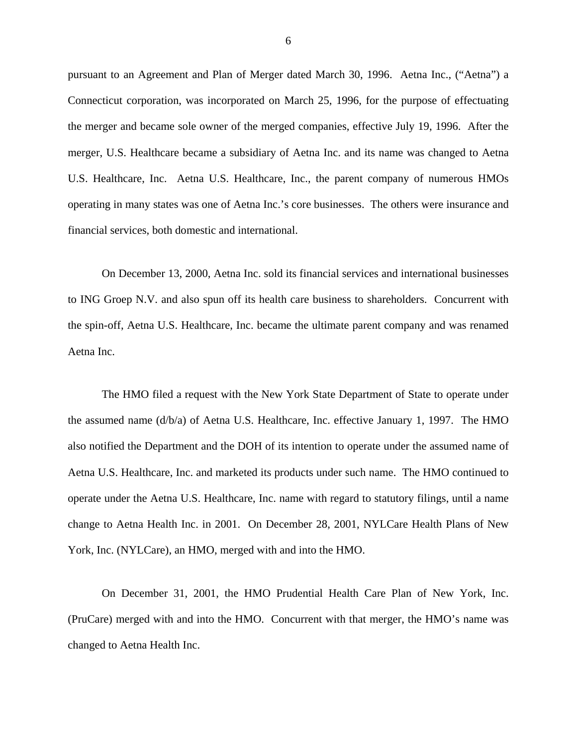pursuant to an Agreement and Plan of Merger dated March 30, 1996. Aetna Inc., ("Aetna") a Connecticut corporation, was incorporated on March 25, 1996, for the purpose of effectuating the merger and became sole owner of the merged companies, effective July 19, 1996. After the merger, U.S. Healthcare became a subsidiary of Aetna Inc. and its name was changed to Aetna U.S. Healthcare, Inc. Aetna U.S. Healthcare, Inc., the parent company of numerous HMOs operating in many states was one of Aetna Inc.'s core businesses. The others were insurance and financial services, both domestic and international.

On December 13, 2000, Aetna Inc. sold its financial services and international businesses to ING Groep N.V. and also spun off its health care business to shareholders. Concurrent with the spin-off, Aetna U.S. Healthcare, Inc. became the ultimate parent company and was renamed Aetna Inc.

The HMO filed a request with the New York State Department of State to operate under the assumed name (d/b/a) of Aetna U.S. Healthcare, Inc. effective January 1, 1997. The HMO also notified the Department and the DOH of its intention to operate under the assumed name of Aetna U.S. Healthcare, Inc. and marketed its products under such name. The HMO continued to operate under the Aetna U.S. Healthcare, Inc. name with regard to statutory filings, until a name change to Aetna Health Inc. in 2001. On December 28, 2001, NYLCare Health Plans of New York, Inc. (NYLCare), an HMO, merged with and into the HMO.

On December 31, 2001, the HMO Prudential Health Care Plan of New York, Inc. (PruCare) merged with and into the HMO. Concurrent with that merger, the HMO's name was changed to Aetna Health Inc.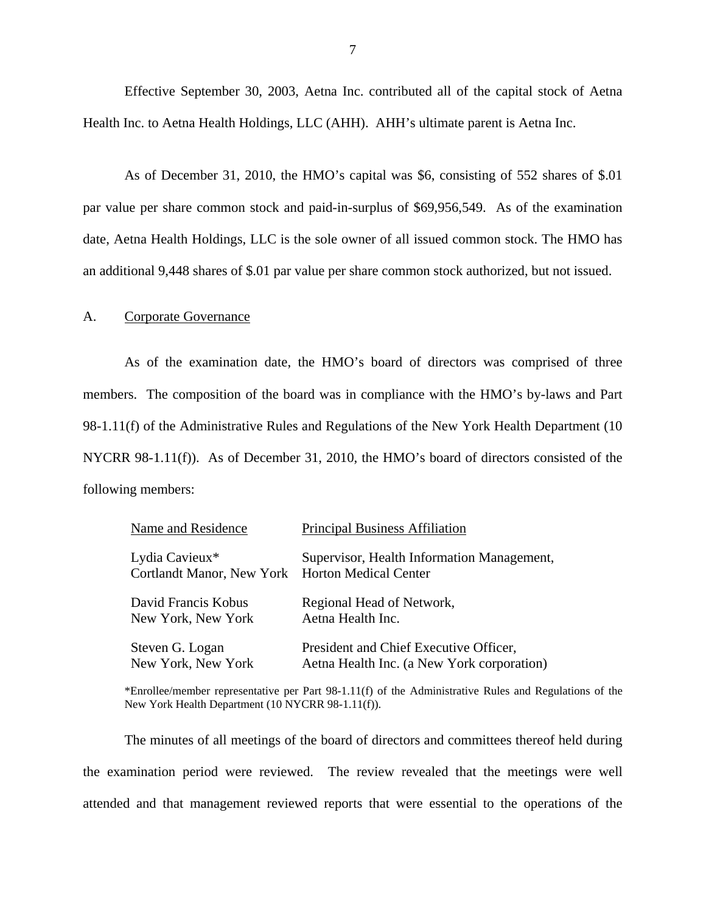Effective September 30, 2003, Aetna Inc. contributed all of the capital stock of Aetna Health Inc. to Aetna Health Holdings, LLC (AHH). AHH's ultimate parent is Aetna Inc.

As of December 31, 2010, the HMO's capital was $6, consisting of 552 shares of $.01 par value per share common stock and paid-in-surplus of $69,956,549. As of the examination date, Aetna Health Holdings, LLC is the sole owner of all issued common stock. The HMO has an additional 9,448 shares of $.01 par value per share common stock authorized, but not issued.

## A. Corporate Governance

As of the examination date, the HMO's board of directors was comprised of three members. The composition of the board was in compliance with the HMO's by-laws and Part 98-1.11(f) of the Administrative Rules and Regulations of the New York Health Department (10 NYCRR 98-1.11(f)). As of December 31, 2010, the HMO's board of directors consisted of the following members:

| Name and Residence | Principal Business Affiliation |
| --- | --- |
| Lydia Cavieux*<br>Cortlandt Manor, New York | Supervisor, Health Information Management,<br>Horton Medical Center |
| David Francis Kobus<br>New York, New York | Regional Head of Network,<br>Aetna Health Inc. |
| Steven G. Logan<br>New York, New York | President and Chief Executive Officer,<br>Aetna Health Inc. (a New York corporation) |

*Enrollee/member representative per Part 98-1.11(f) of the Administrative Rules and Regulations of the New York Health Department (10 NYCRR 98-1.11(f)).

The minutes of all meetings of the board of directors and committees thereof held during the examination period were reviewed. The review revealed that the meetings were well attended and that management reviewed reports that were essential to the operations of the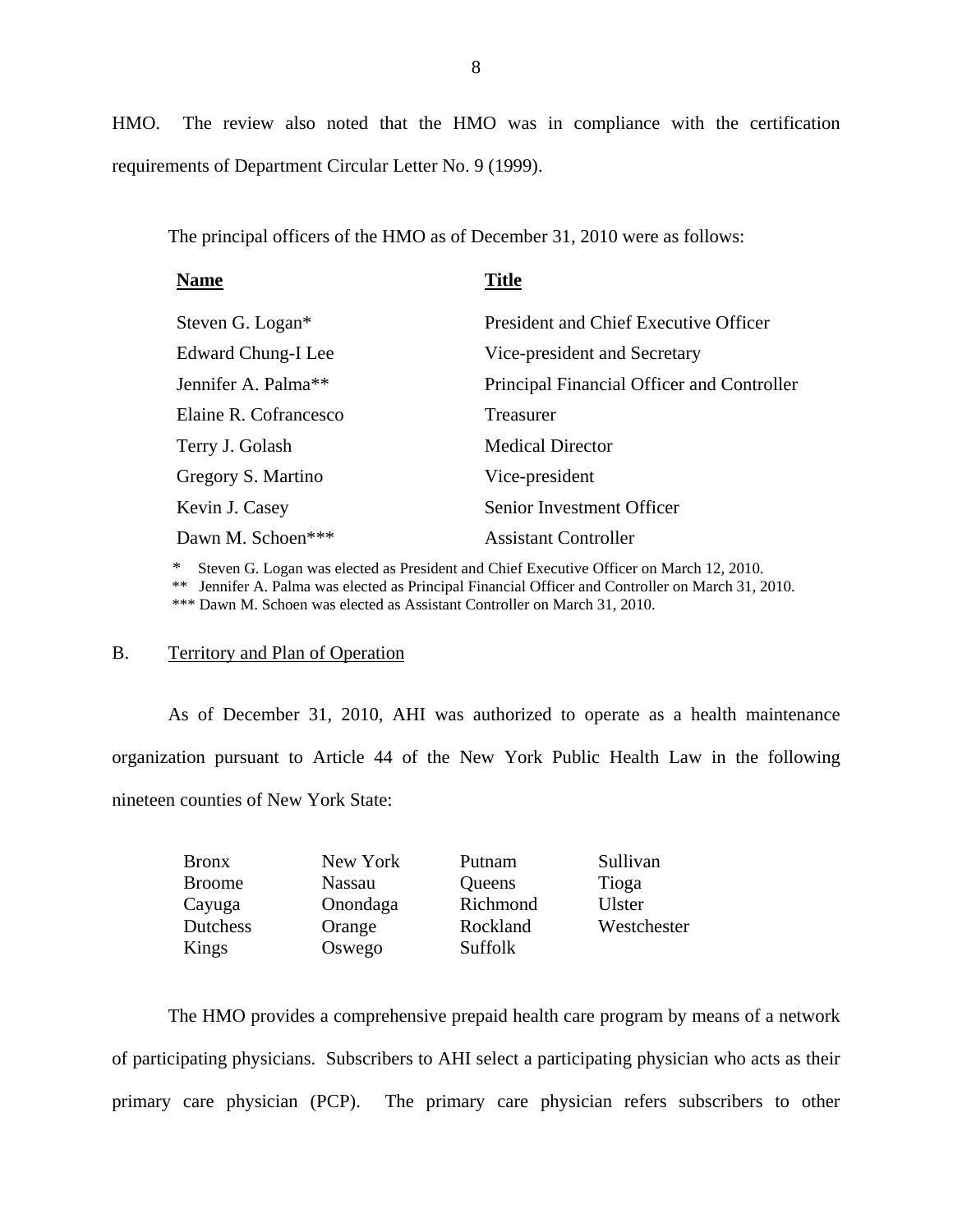HMO. The review also noted that the HMO was in compliance with the certification requirements of Department Circular Letter No. 9 (1999).

The principal officers of the HMO as of December 31, 2010 were as follows:

| Name | Title |
|---|---|
| Steven G. Logan* | President and Chief Executive Officer |
| Edward Chung-I Lee | Vice-president and Secretary |
| Jennifer A. Palma** | Principal Financial Officer and Controller |
| Elaine R. Cofrancesco | Treasurer |
| Terry J. Golash | Medical Director |
| Gregory S. Martino | Vice-president |
| Kevin J. Casey | Senior Investment Officer |
| Dawn M. Schoen*** | Assistant Controller |

\* Steven G. Logan was elected as President and Chief Executive Officer on March 12, 2010.
\** Jennifer A. Palma was elected as Principal Financial Officer and Controller on March 31, 2010.
\*** Dawn M. Schoen was elected as Assistant Controller on March 31, 2010.

## B. Territory and Plan of Operation

As of December 31, 2010, AHI was authorized to operate as a health maintenance organization pursuant to Article 44 of the New York Public Health Law in the following nineteen counties of New York State:

| | | | |
|---|---|---|---|
| Bronx | New York | Putnam | Sullivan |
| Broome | Nassau | Queens | Tioga |
| Cayuga | Onondaga | Richmond | Ulster |
| Dutchess | Orange | Rockland | Westchester |
| Kings | Oswego | Suffolk | |

The HMO provides a comprehensive prepaid health care program by means of a network of participating physicians. Subscribers to AHI select a participating physician who acts as their primary care physician (PCP). The primary care physician refers subscribers to other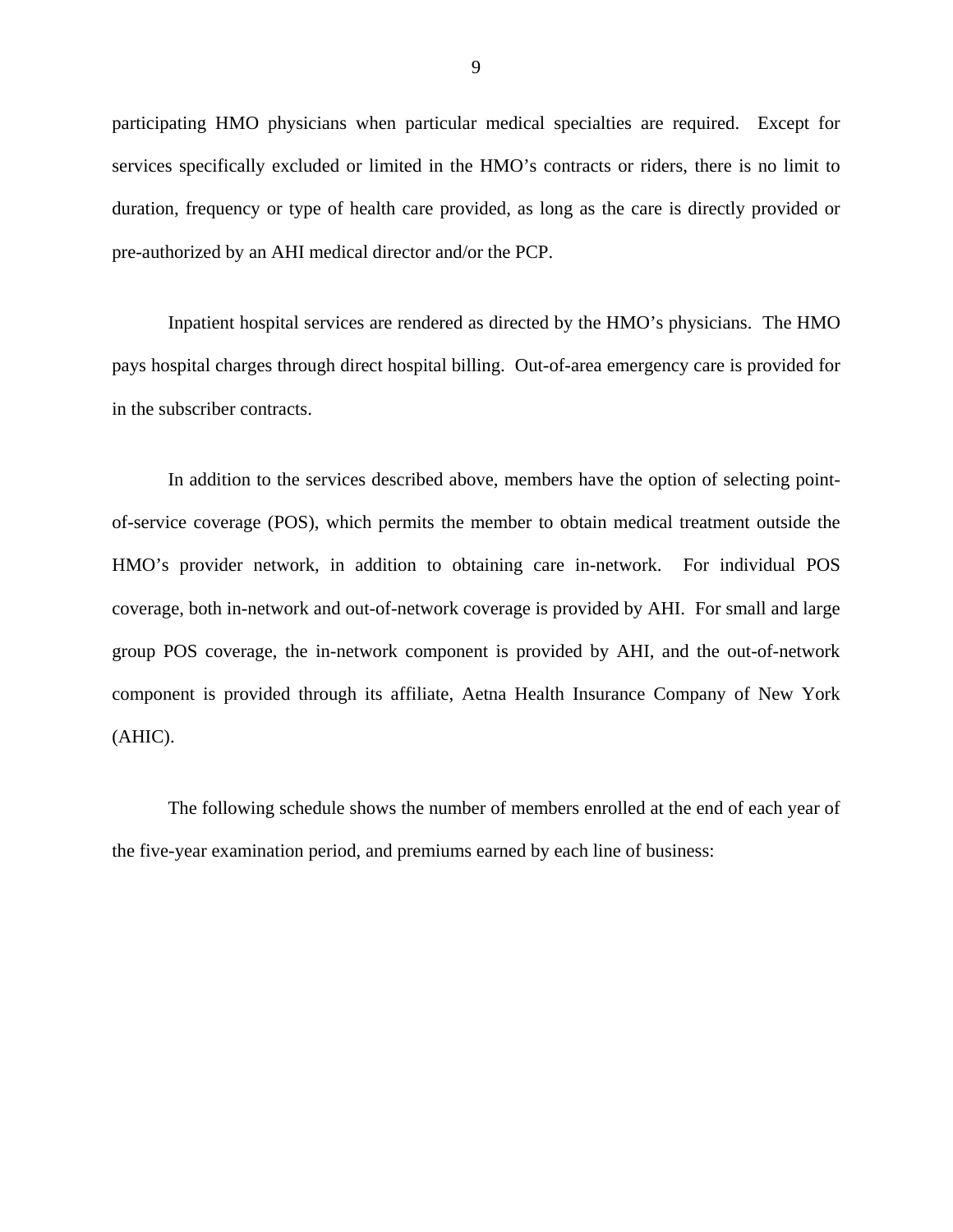participating HMO physicians when particular medical specialties are required. Except for services specifically excluded or limited in the HMO's contracts or riders, there is no limit to duration, frequency or type of health care provided, as long as the care is directly provided or pre-authorized by an AHI medical director and/or the PCP.

Inpatient hospital services are rendered as directed by the HMO's physicians. The HMO pays hospital charges through direct hospital billing. Out-of-area emergency care is provided for in the subscriber contracts.

In addition to the services described above, members have the option of selecting point-of-service coverage (POS), which permits the member to obtain medical treatment outside the HMO's provider network, in addition to obtaining care in-network. For individual POS coverage, both in-network and out-of-network coverage is provided by AHI. For small and large group POS coverage, the in-network component is provided by AHI, and the out-of-network component is provided through its affiliate, Aetna Health Insurance Company of New York (AHIC).

The following schedule shows the number of members enrolled at the end of each year of the five-year examination period, and premiums earned by each line of business: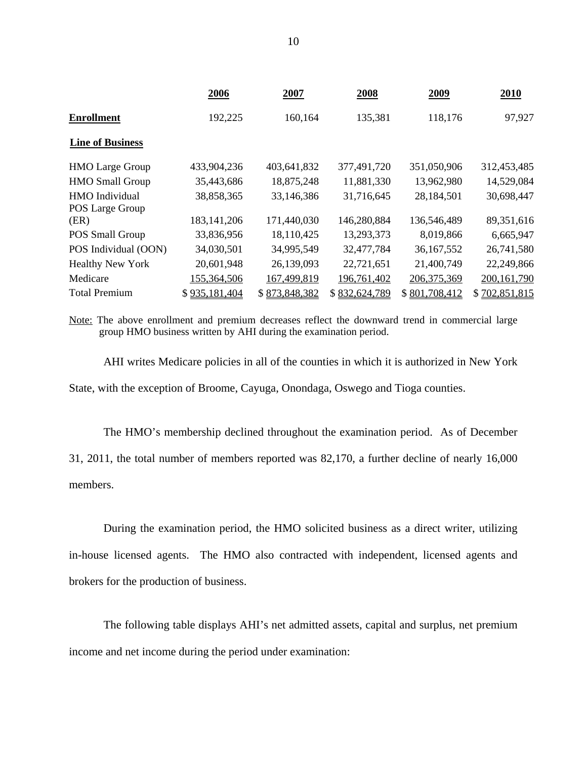| | 2006 | 2007 | 2008 | 2009 | 2010 |
|---|---|---|---|---|---|
| **Enrollment** | 192,225 | 160,164 | 135,381 | 118,176 | 97,927 |
| **Line of Business** | | | | | |
| HMO Large Group | 433,904,236 | 403,641,832 | 377,491,720 | 351,050,906 | 312,453,485 |
| HMO Small Group | 35,443,686 | 18,875,248 | 11,881,330 | 13,962,980 | 14,529,084 |
| HMO Individual | 38,858,365 | 33,146,386 | 31,716,645 | 28,184,501 | 30,698,447 |
| POS Large Group (ER) | 183,141,206 | 171,440,030 | 146,280,884 | 136,546,489 | 89,351,616 |
| POS Small Group | 33,836,956 | 18,110,425 | 13,293,373 | 8,019,866 | 6,665,947 |
| POS Individual (OON) | 34,030,501 | 34,995,549 | 32,477,784 | 36,167,552 | 26,741,580 |
| Healthy New York | 20,601,948 | 26,139,093 | 22,721,651 | 21,400,749 | 22,249,866 |
| Medicare | 155,364,506 | 167,499,819 | 196,761,402 | 206,375,369 | 200,161,790 |
| Total Premium | $ 935,181,404 | $ 873,848,382 | $ 832,624,789 | $ 801,708,412 | $ 702,851,815 |

Note: The above enrollment and premium decreases reflect the downward trend in commercial large group HMO business written by AHI during the examination period.

AHI writes Medicare policies in all of the counties in which it is authorized in New York State, with the exception of Broome, Cayuga, Onondaga, Oswego and Tioga counties.

The HMO's membership declined throughout the examination period. As of December 31, 2011, the total number of members reported was 82,170, a further decline of nearly 16,000 members.

During the examination period, the HMO solicited business as a direct writer, utilizing in-house licensed agents. The HMO also contracted with independent, licensed agents and brokers for the production of business.

The following table displays AHI's net admitted assets, capital and surplus, net premium income and net income during the period under examination: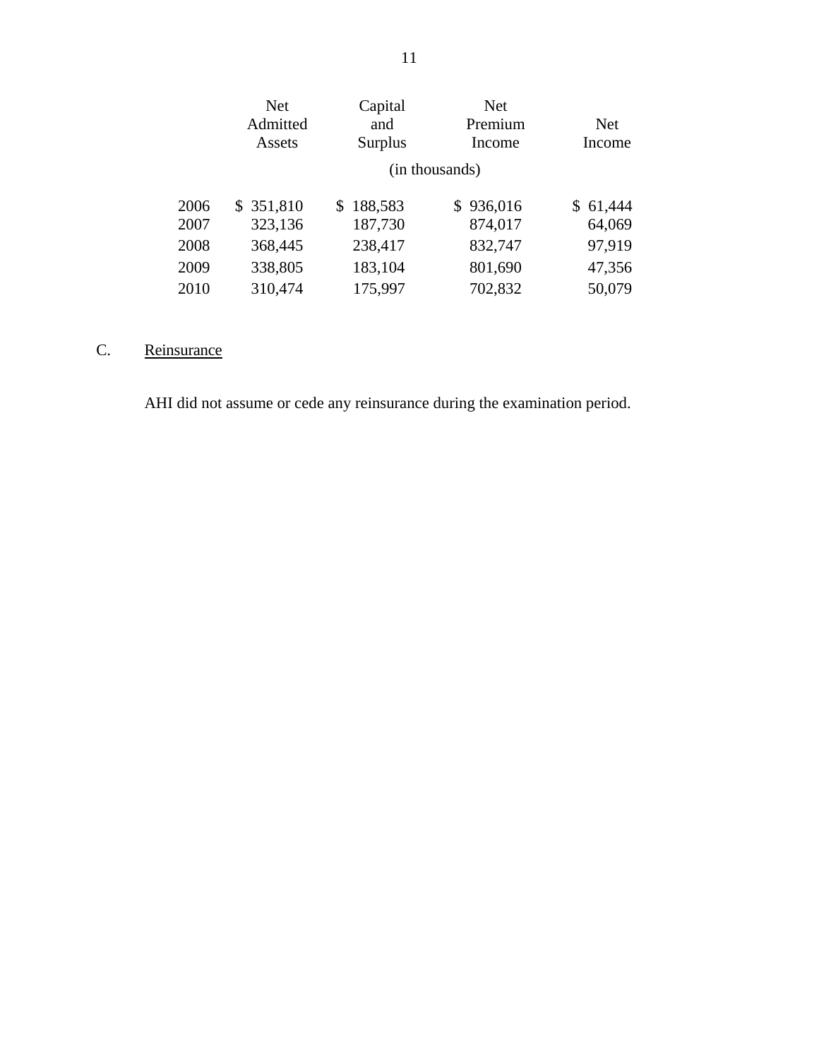| | Net Admitted Assets | Capital and Surplus | Net Premium Income | Net Income |
|---|---|---|---|---|
| | (in thousands) | | | |
| 2006 | $ 351,810 | $ 188,583 | $ 936,016 | $ 61,444 |
| 2007 | 323,136 | 187,730 | 874,017 | 64,069 |
| 2008 | 368,445 | 238,417 | 832,747 | 97,919 |
| 2009 | 338,805 | 183,104 | 801,690 | 47,356 |
| 2010 | 310,474 | 175,997 | 702,832 | 50,079 |

## C. Reinsurance

AHI did not assume or cede any reinsurance during the examination period.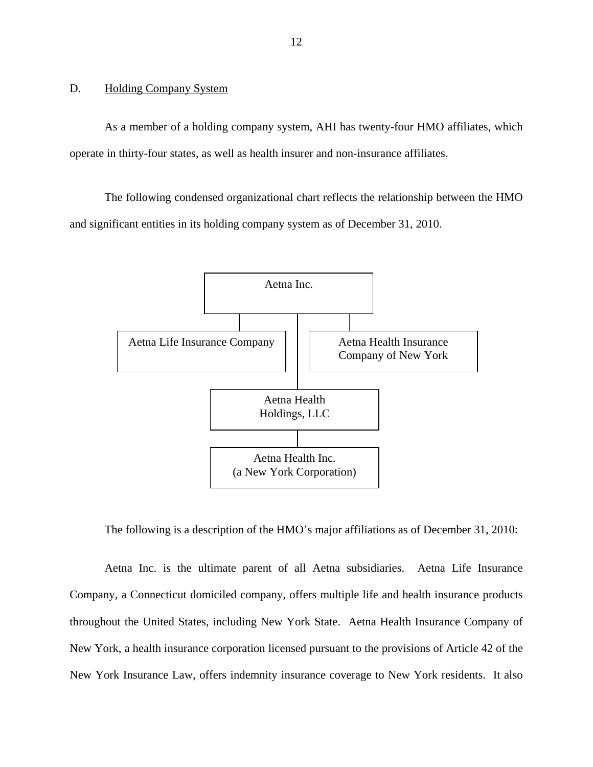## D. Holding Company System

As a member of a holding company system, AHI has twenty-four HMO affiliates, which operate in thirty-four states, as well as health insurer and non-insurance affiliates.

The following condensed organizational chart reflects the relationship between the HMO and significant entities in its holding company system as of December 31, 2010.

Aetna Inc.

Aetna Life Insurance Company

Aetna Health Insurance Company of New York

Aetna Health Holdings, LLC

Aetna Health Inc. (a New York Corporation)

The following is a description of the HMO's major affiliations as of December 31, 2010:

Aetna Inc. is the ultimate parent of all Aetna subsidiaries. Aetna Life Insurance Company, a Connecticut domiciled company, offers multiple life and health insurance products throughout the United States, including New York State. Aetna Health Insurance Company of New York, a health insurance corporation licensed pursuant to the provisions of Article 42 of the New York Insurance Law, offers indemnity insurance coverage to New York residents. It also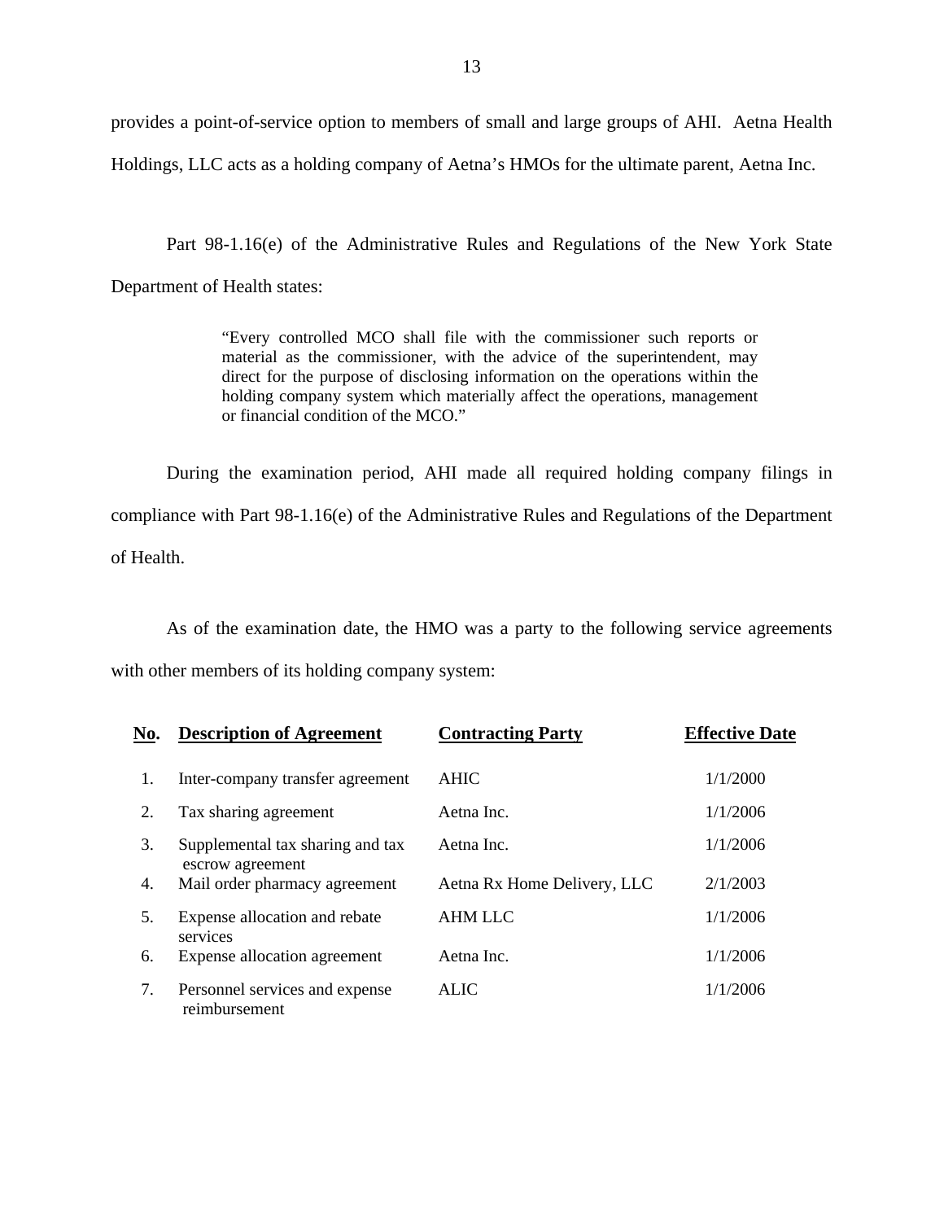provides a point-of-service option to members of small and large groups of AHI. Aetna Health Holdings, LLC acts as a holding company of Aetna's HMOs for the ultimate parent, Aetna Inc.

Part 98-1.16(e) of the Administrative Rules and Regulations of the New York State Department of Health states:

> "Every controlled MCO shall file with the commissioner such reports or material as the commissioner, with the advice of the superintendent, may direct for the purpose of disclosing information on the operations within the holding company system which materially affect the operations, management or financial condition of the MCO."

During the examination period, AHI made all required holding company filings in compliance with Part 98-1.16(e) of the Administrative Rules and Regulations of the Department of Health.

As of the examination date, the HMO was a party to the following service agreements with other members of its holding company system:

| No. | Description of Agreement | Contracting Party | Effective Date |
|---|---|---|---|
| 1. | Inter-company transfer agreement | AHIC | 1/1/2000 |
| 2. | Tax sharing agreement | Aetna Inc. | 1/1/2006 |
| 3. | Supplemental tax sharing and tax escrow agreement | Aetna Inc. | 1/1/2006 |
| 4. | Mail order pharmacy agreement | Aetna Rx Home Delivery, LLC | 2/1/2003 |
| 5. | Expense allocation and rebate services | AHM LLC | 1/1/2006 |
| 6. | Expense allocation agreement | Aetna Inc. | 1/1/2006 |
| 7. | Personnel services and expense reimbursement | ALIC | 1/1/2006 |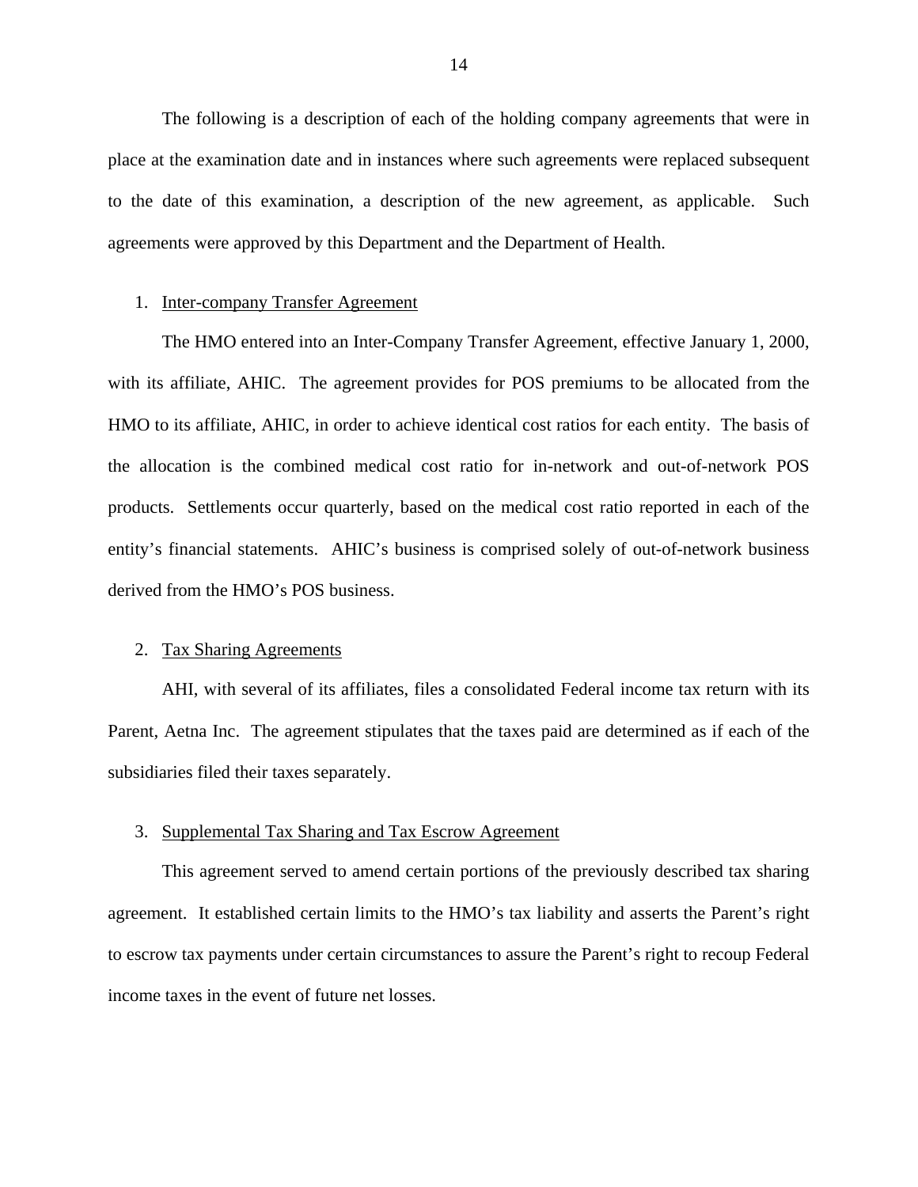The following is a description of each of the holding company agreements that were in place at the examination date and in instances where such agreements were replaced subsequent to the date of this examination, a description of the new agreement, as applicable. Such agreements were approved by this Department and the Department of Health.

1. Inter-company Transfer Agreement

The HMO entered into an Inter-Company Transfer Agreement, effective January 1, 2000, with its affiliate, AHIC. The agreement provides for POS premiums to be allocated from the HMO to its affiliate, AHIC, in order to achieve identical cost ratios for each entity. The basis of the allocation is the combined medical cost ratio for in-network and out-of-network POS products. Settlements occur quarterly, based on the medical cost ratio reported in each of the entity's financial statements. AHIC's business is comprised solely of out-of-network business derived from the HMO's POS business.

2. Tax Sharing Agreements

AHI, with several of its affiliates, files a consolidated Federal income tax return with its Parent, Aetna Inc. The agreement stipulates that the taxes paid are determined as if each of the subsidiaries filed their taxes separately.

3. Supplemental Tax Sharing and Tax Escrow Agreement

This agreement served to amend certain portions of the previously described tax sharing agreement. It established certain limits to the HMO's tax liability and asserts the Parent's right to escrow tax payments under certain circumstances to assure the Parent's right to recoup Federal income taxes in the event of future net losses.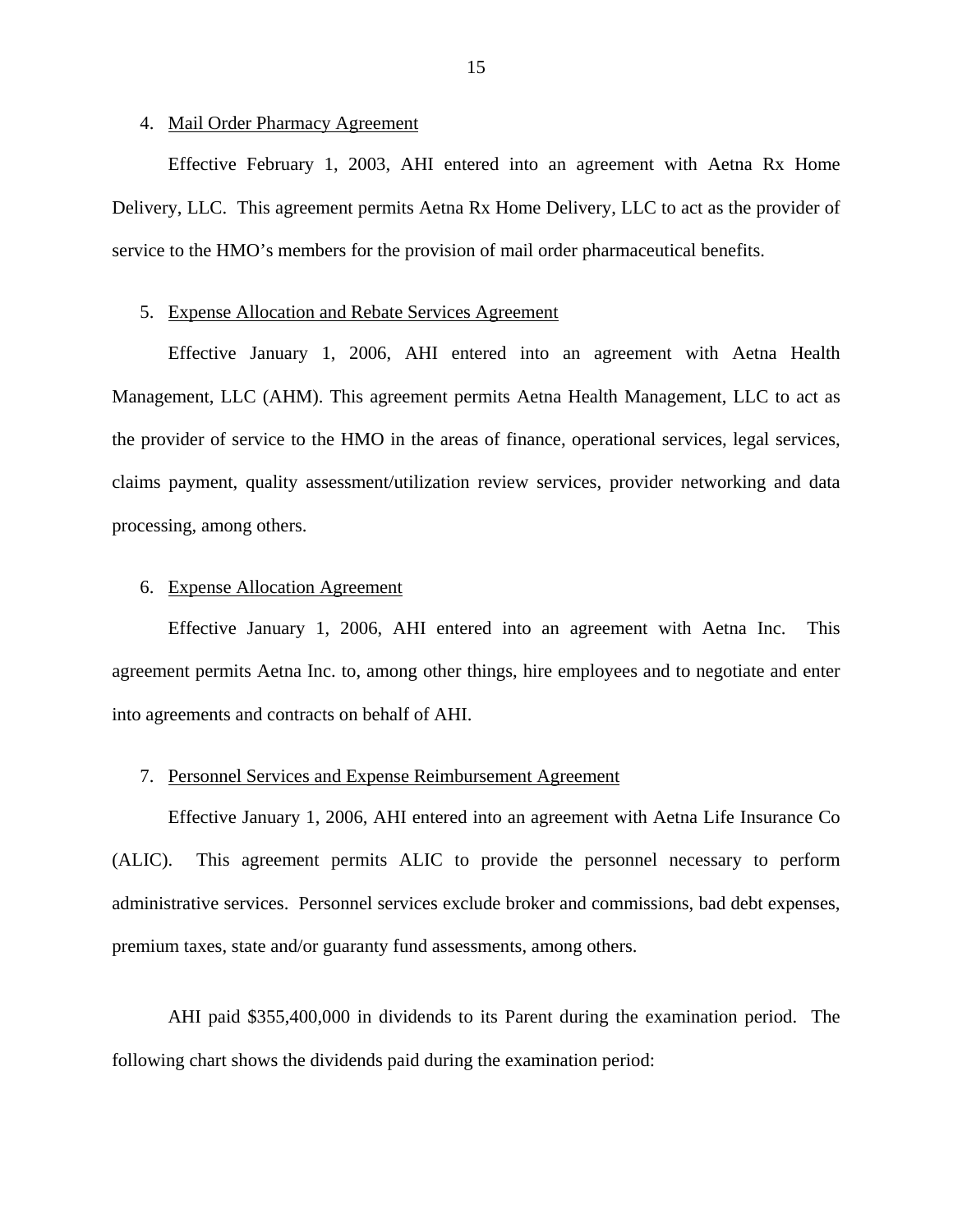4. Mail Order Pharmacy Agreement

Effective February 1, 2003, AHI entered into an agreement with Aetna Rx Home Delivery, LLC. This agreement permits Aetna Rx Home Delivery, LLC to act as the provider of service to the HMO's members for the provision of mail order pharmaceutical benefits.

5. Expense Allocation and Rebate Services Agreement

Effective January 1, 2006, AHI entered into an agreement with Aetna Health Management, LLC (AHM). This agreement permits Aetna Health Management, LLC to act as the provider of service to the HMO in the areas of finance, operational services, legal services, claims payment, quality assessment/utilization review services, provider networking and data processing, among others.

6. Expense Allocation Agreement

Effective January 1, 2006, AHI entered into an agreement with Aetna Inc. This agreement permits Aetna Inc. to, among other things, hire employees and to negotiate and enter into agreements and contracts on behalf of AHI.

7. Personnel Services and Expense Reimbursement Agreement

Effective January 1, 2006, AHI entered into an agreement with Aetna Life Insurance Co (ALIC). This agreement permits ALIC to provide the personnel necessary to perform administrative services. Personnel services exclude broker and commissions, bad debt expenses, premium taxes, state and/or guaranty fund assessments, among others.

AHI paid $355,400,000 in dividends to its Parent during the examination period. The following chart shows the dividends paid during the examination period: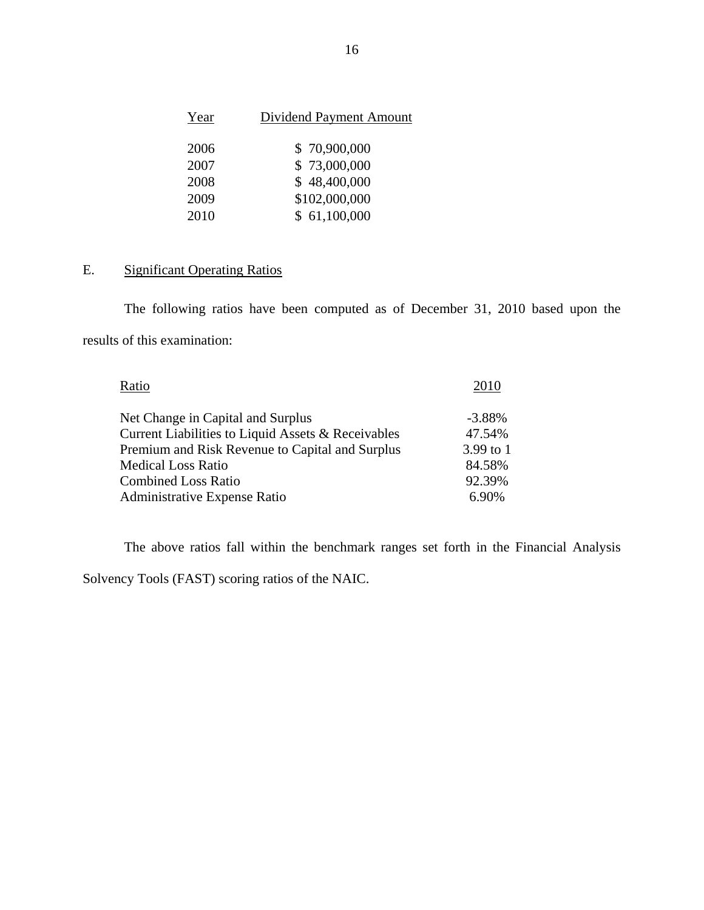| Year | Dividend Payment Amount |
|---|---|
| 2006 | $ 70,900,000 |
| 2007 | $ 73,000,000 |
| 2008 | $ 48,400,000 |
| 2009 | $102,000,000 |
| 2010 | $ 61,100,000 |

## E. Significant Operating Ratios

The following ratios have been computed as of December 31, 2010 based upon the results of this examination:

| Ratio | 2010 |
|---|---|
| Net Change in Capital and Surplus | -3.88% |
| Current Liabilities to Liquid Assets & Receivables | 47.54% |
| Premium and Risk Revenue to Capital and Surplus | 3.99 to 1 |
| Medical Loss Ratio | 84.58% |
| Combined Loss Ratio | 92.39% |
| Administrative Expense Ratio | 6.90% |

The above ratios fall within the benchmark ranges set forth in the Financial Analysis Solvency Tools (FAST) scoring ratios of the NAIC.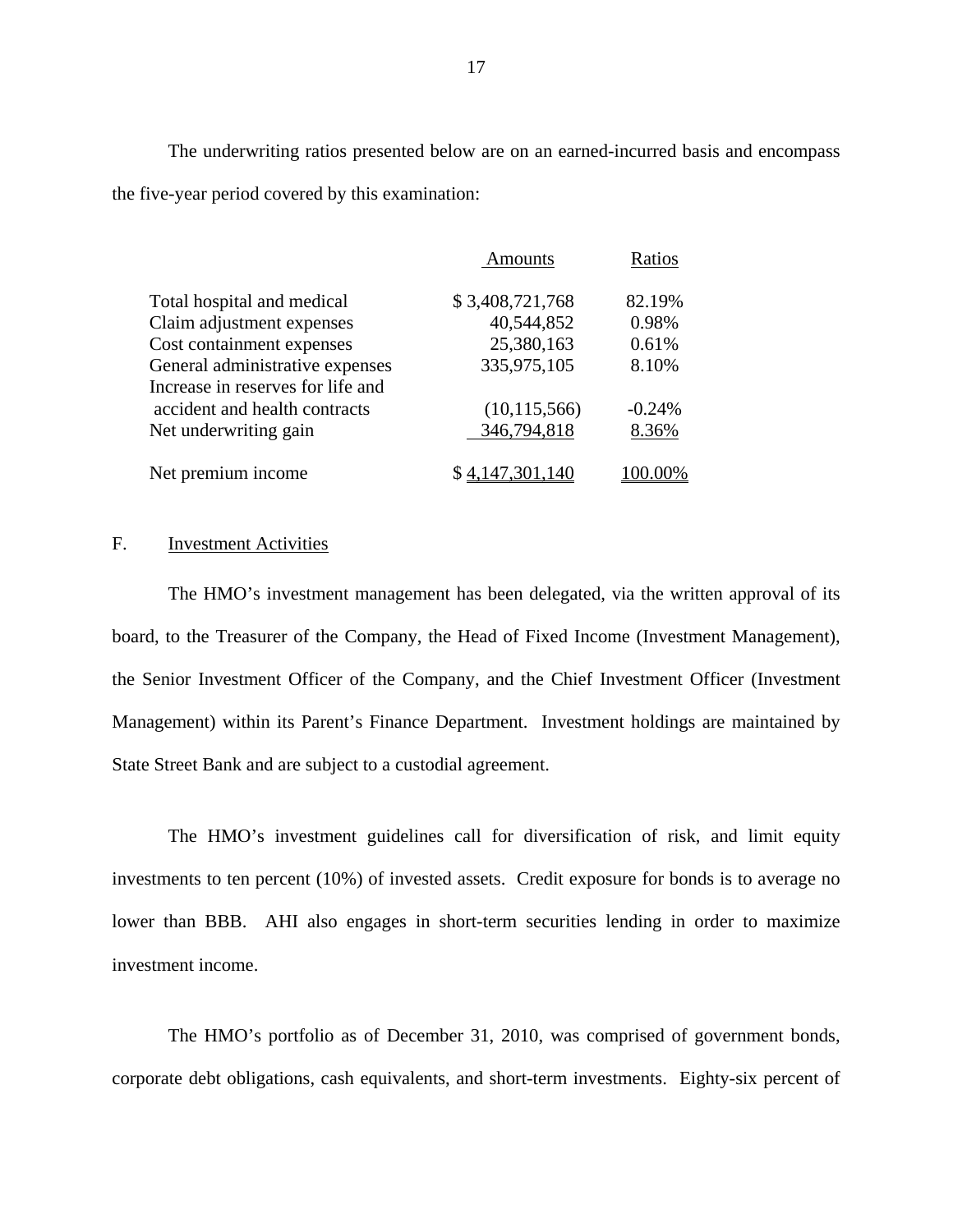The underwriting ratios presented below are on an earned-incurred basis and encompass the five-year period covered by this examination:

| | Amounts | Ratios |
|---|---|---|
| Total hospital and medical | $ 3,408,721,768 | 82.19% |
| Claim adjustment expenses | 40,544,852 | 0.98% |
| Cost containment expenses | 25,380,163 | 0.61% |
| General administrative expenses | 335,975,105 | 8.10% |
| Increase in reserves for life and accident and health contracts | (10,115,566) | -0.24% |
| Net underwriting gain | 346,794,818 | 8.36% |
| Net premium income | $ 4,147,301,140 | 100.00% |

## F. Investment Activities

The HMO's investment management has been delegated, via the written approval of its board, to the Treasurer of the Company, the Head of Fixed Income (Investment Management), the Senior Investment Officer of the Company, and the Chief Investment Officer (Investment Management) within its Parent's Finance Department. Investment holdings are maintained by State Street Bank and are subject to a custodial agreement.

The HMO's investment guidelines call for diversification of risk, and limit equity investments to ten percent (10%) of invested assets. Credit exposure for bonds is to average no lower than BBB. AHI also engages in short-term securities lending in order to maximize investment income.

The HMO's portfolio as of December 31, 2010, was comprised of government bonds, corporate debt obligations, cash equivalents, and short-term investments. Eighty-six percent of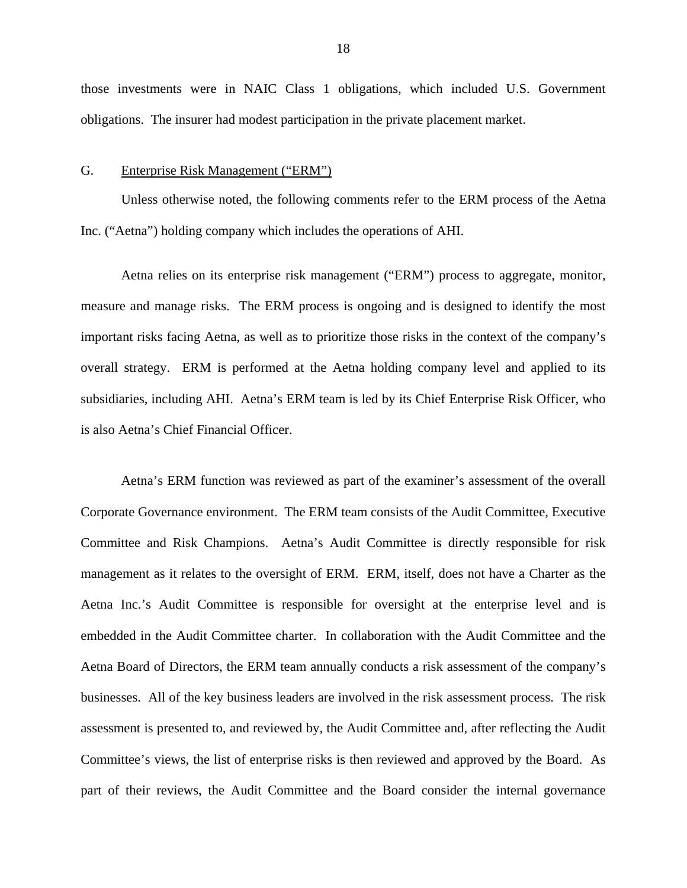those investments were in NAIC Class 1 obligations, which included U.S. Government obligations. The insurer had modest participation in the private placement market.

## G. Enterprise Risk Management ("ERM")

Unless otherwise noted, the following comments refer to the ERM process of the Aetna Inc. ("Aetna") holding company which includes the operations of AHI.

Aetna relies on its enterprise risk management ("ERM") process to aggregate, monitor, measure and manage risks. The ERM process is ongoing and is designed to identify the most important risks facing Aetna, as well as to prioritize those risks in the context of the company's overall strategy. ERM is performed at the Aetna holding company level and applied to its subsidiaries, including AHI. Aetna's ERM team is led by its Chief Enterprise Risk Officer, who is also Aetna's Chief Financial Officer.

Aetna's ERM function was reviewed as part of the examiner's assessment of the overall Corporate Governance environment. The ERM team consists of the Audit Committee, Executive Committee and Risk Champions. Aetna's Audit Committee is directly responsible for risk management as it relates to the oversight of ERM. ERM, itself, does not have a Charter as the Aetna Inc.'s Audit Committee is responsible for oversight at the enterprise level and is embedded in the Audit Committee charter. In collaboration with the Audit Committee and the Aetna Board of Directors, the ERM team annually conducts a risk assessment of the company's businesses. All of the key business leaders are involved in the risk assessment process. The risk assessment is presented to, and reviewed by, the Audit Committee and, after reflecting the Audit Committee's views, the list of enterprise risks is then reviewed and approved by the Board. As part of their reviews, the Audit Committee and the Board consider the internal governance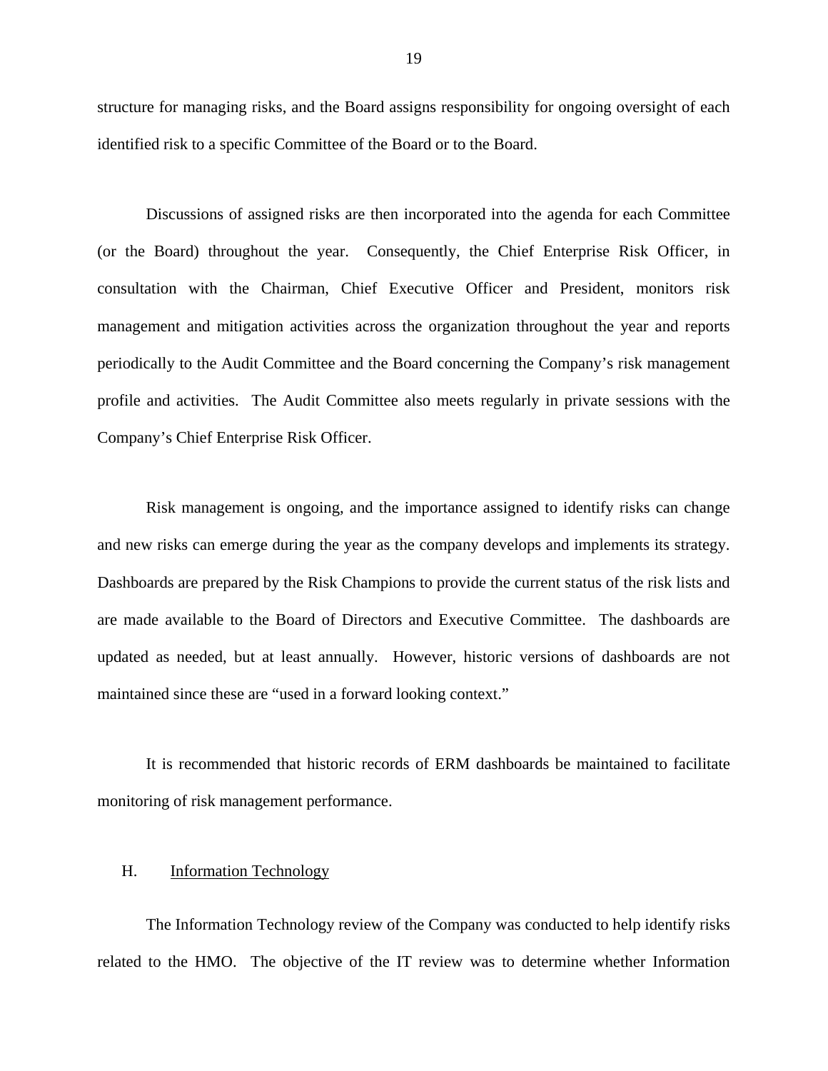structure for managing risks, and the Board assigns responsibility for ongoing oversight of each identified risk to a specific Committee of the Board or to the Board.

Discussions of assigned risks are then incorporated into the agenda for each Committee (or the Board) throughout the year. Consequently, the Chief Enterprise Risk Officer, in consultation with the Chairman, Chief Executive Officer and President, monitors risk management and mitigation activities across the organization throughout the year and reports periodically to the Audit Committee and the Board concerning the Company's risk management profile and activities. The Audit Committee also meets regularly in private sessions with the Company's Chief Enterprise Risk Officer.

Risk management is ongoing, and the importance assigned to identify risks can change and new risks can emerge during the year as the company develops and implements its strategy. Dashboards are prepared by the Risk Champions to provide the current status of the risk lists and are made available to the Board of Directors and Executive Committee. The dashboards are updated as needed, but at least annually. However, historic versions of dashboards are not maintained since these are "used in a forward looking context."

It is recommended that historic records of ERM dashboards be maintained to facilitate monitoring of risk management performance.

## H. Information Technology

The Information Technology review of the Company was conducted to help identify risks related to the HMO. The objective of the IT review was to determine whether Information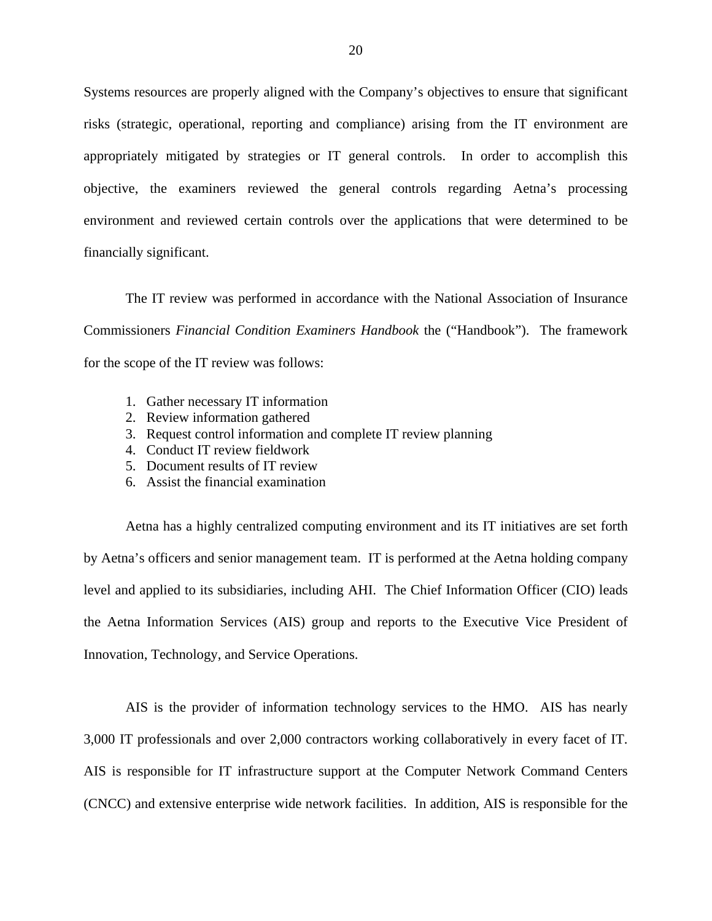Systems resources are properly aligned with the Company's objectives to ensure that significant risks (strategic, operational, reporting and compliance) arising from the IT environment are appropriately mitigated by strategies or IT general controls. In order to accomplish this objective, the examiners reviewed the general controls regarding Aetna's processing environment and reviewed certain controls over the applications that were determined to be financially significant.

The IT review was performed in accordance with the National Association of Insurance Commissioners *Financial Condition Examiners Handbook* the ("Handbook"). The framework for the scope of the IT review was follows:

1. Gather necessary IT information
2. Review information gathered
3. Request control information and complete IT review planning
4. Conduct IT review fieldwork
5. Document results of IT review
6. Assist the financial examination

Aetna has a highly centralized computing environment and its IT initiatives are set forth by Aetna's officers and senior management team. IT is performed at the Aetna holding company level and applied to its subsidiaries, including AHI. The Chief Information Officer (CIO) leads the Aetna Information Services (AIS) group and reports to the Executive Vice President of Innovation, Technology, and Service Operations.

AIS is the provider of information technology services to the HMO. AIS has nearly 3,000 IT professionals and over 2,000 contractors working collaboratively in every facet of IT. AIS is responsible for IT infrastructure support at the Computer Network Command Centers (CNCC) and extensive enterprise wide network facilities. In addition, AIS is responsible for the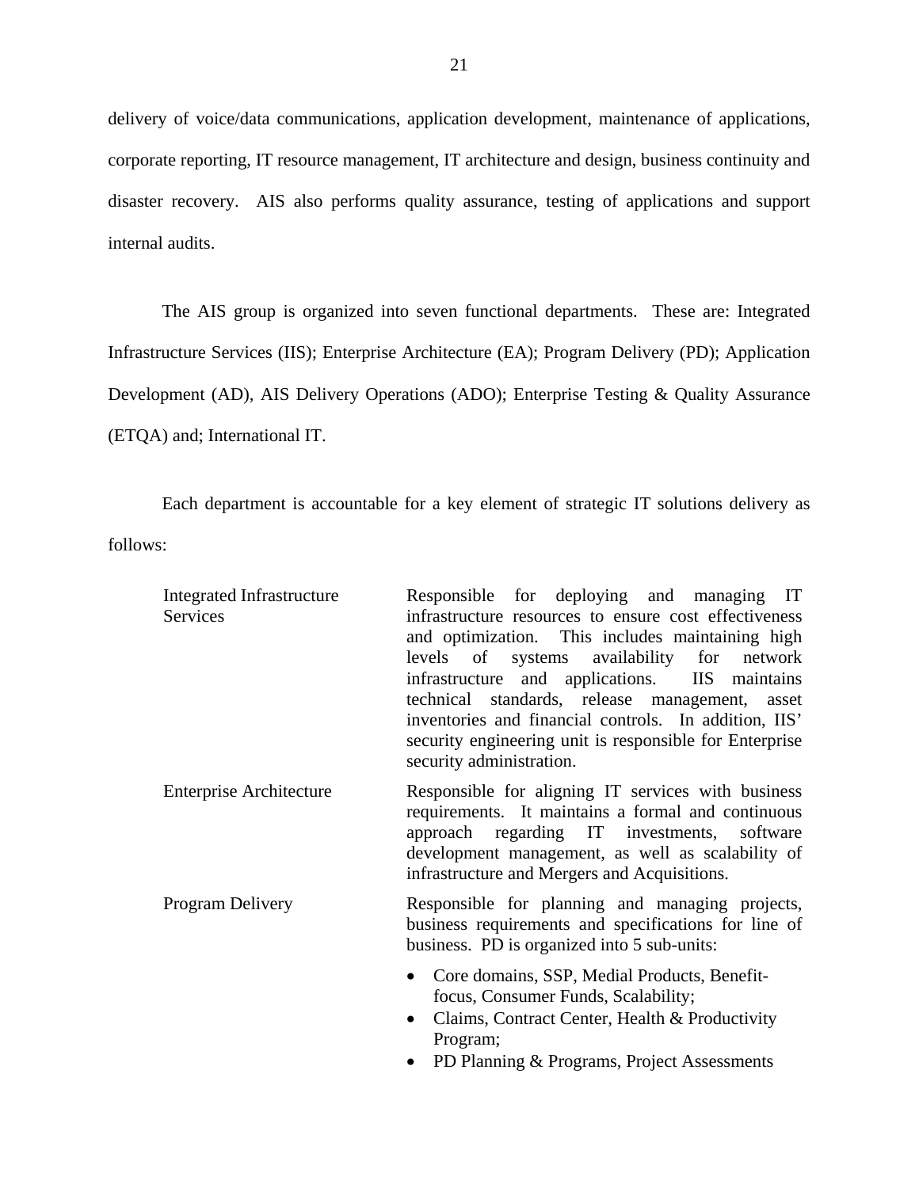delivery of voice/data communications, application development, maintenance of applications, corporate reporting, IT resource management, IT architecture and design, business continuity and disaster recovery. AIS also performs quality assurance, testing of applications and support internal audits.

The AIS group is organized into seven functional departments. These are: Integrated Infrastructure Services (IIS); Enterprise Architecture (EA); Program Delivery (PD); Application Development (AD), AIS Delivery Operations (ADO); Enterprise Testing & Quality Assurance (ETQA) and; International IT.

Each department is accountable for a key element of strategic IT solutions delivery as follows:

| | |
|---|---|
| Integrated Infrastructure Services | Responsible for deploying and managing IT infrastructure resources to ensure cost effectiveness and optimization. This includes maintaining high levels of systems availability for network infrastructure and applications. IIS maintains technical standards, release management, asset inventories and financial controls. In addition, IIS' security engineering unit is responsible for Enterprise security administration. |
| Enterprise Architecture | Responsible for aligning IT services with business requirements. It maintains a formal and continuous approach regarding IT investments, software development management, as well as scalability of infrastructure and Mergers and Acquisitions. |
| Program Delivery | Responsible for planning and managing projects, business requirements and specifications for line of business. PD is organized into 5 sub-units:<br>• Core domains, SSP, Medial Products, Benefit-focus, Consumer Funds, Scalability;<br>• Claims, Contract Center, Health & Productivity Program;<br>• PD Planning & Programs, Project Assessments |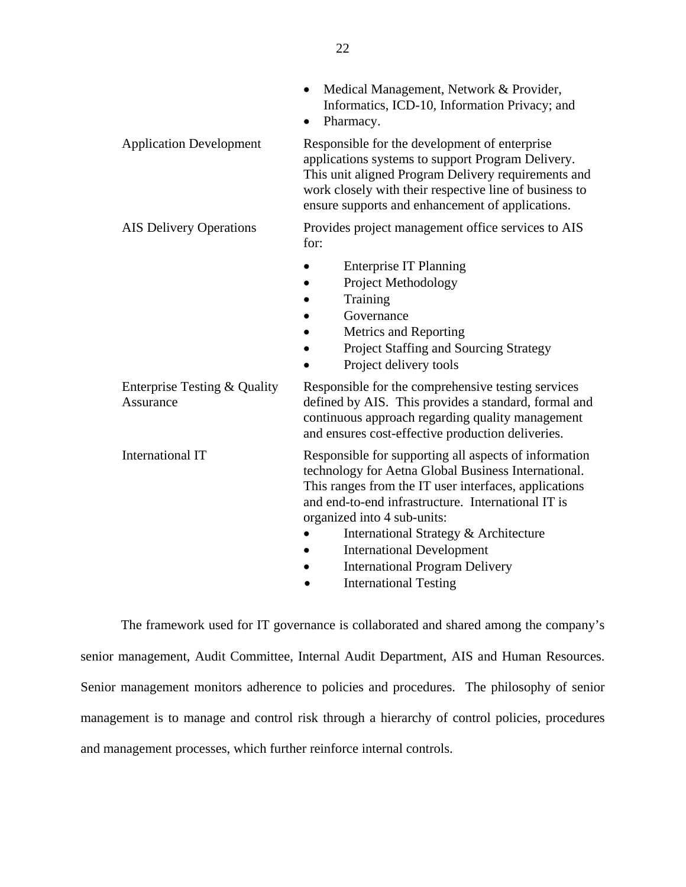| | |
|---|---|
| | • Medical Management, Network & Provider, Informatics, ICD-10, Information Privacy; and<br>• Pharmacy. |
| Application Development | Responsible for the development of enterprise applications systems to support Program Delivery. This unit aligned Program Delivery requirements and work closely with their respective line of business to ensure supports and enhancement of applications. |
| AIS Delivery Operations | Provides project management office services to AIS for:<br>• Enterprise IT Planning<br>• Project Methodology<br>• Training<br>• Governance<br>• Metrics and Reporting<br>• Project Staffing and Sourcing Strategy<br>• Project delivery tools |
| Enterprise Testing & Quality Assurance | Responsible for the comprehensive testing services defined by AIS. This provides a standard, formal and continuous approach regarding quality management and ensures cost-effective production deliveries. |
| International IT | Responsible for supporting all aspects of information technology for Aetna Global Business International. This ranges from the IT user interfaces, applications and end-to-end infrastructure. International IT is organized into 4 sub-units:<br>• International Strategy & Architecture<br>• International Development<br>• International Program Delivery<br>• International Testing |

The framework used for IT governance is collaborated and shared among the company's senior management, Audit Committee, Internal Audit Department, AIS and Human Resources. Senior management monitors adherence to policies and procedures. The philosophy of senior management is to manage and control risk through a hierarchy of control policies, procedures and management processes, which further reinforce internal controls.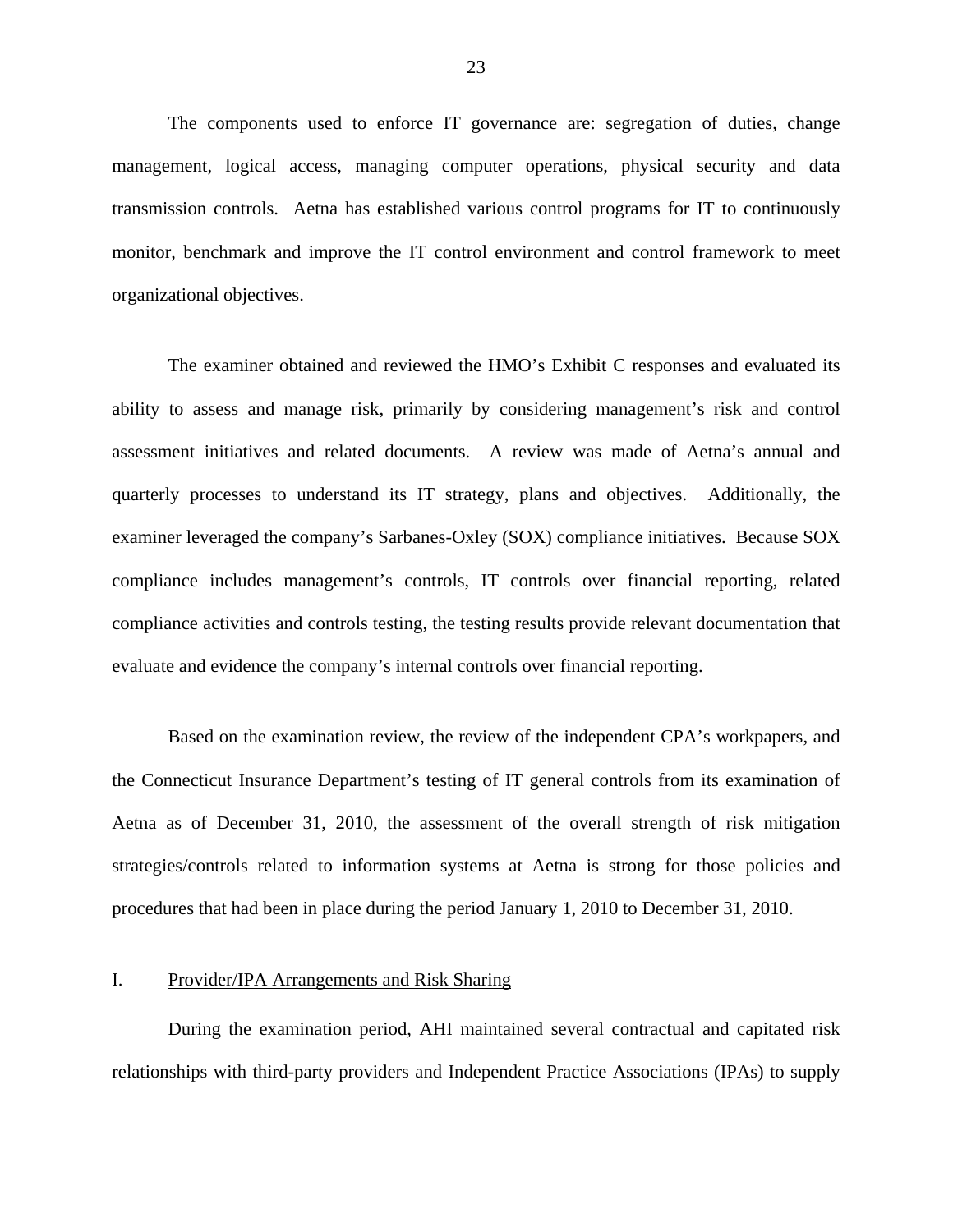The components used to enforce IT governance are: segregation of duties, change management, logical access, managing computer operations, physical security and data transmission controls. Aetna has established various control programs for IT to continuously monitor, benchmark and improve the IT control environment and control framework to meet organizational objectives.

The examiner obtained and reviewed the HMO's Exhibit C responses and evaluated its ability to assess and manage risk, primarily by considering management's risk and control assessment initiatives and related documents. A review was made of Aetna's annual and quarterly processes to understand its IT strategy, plans and objectives. Additionally, the examiner leveraged the company's Sarbanes-Oxley (SOX) compliance initiatives. Because SOX compliance includes management's controls, IT controls over financial reporting, related compliance activities and controls testing, the testing results provide relevant documentation that evaluate and evidence the company's internal controls over financial reporting.

Based on the examination review, the review of the independent CPA's workpapers, and the Connecticut Insurance Department's testing of IT general controls from its examination of Aetna as of December 31, 2010, the assessment of the overall strength of risk mitigation strategies/controls related to information systems at Aetna is strong for those policies and procedures that had been in place during the period January 1, 2010 to December 31, 2010.

## I. Provider/IPA Arrangements and Risk Sharing

During the examination period, AHI maintained several contractual and capitated risk relationships with third-party providers and Independent Practice Associations (IPAs) to supply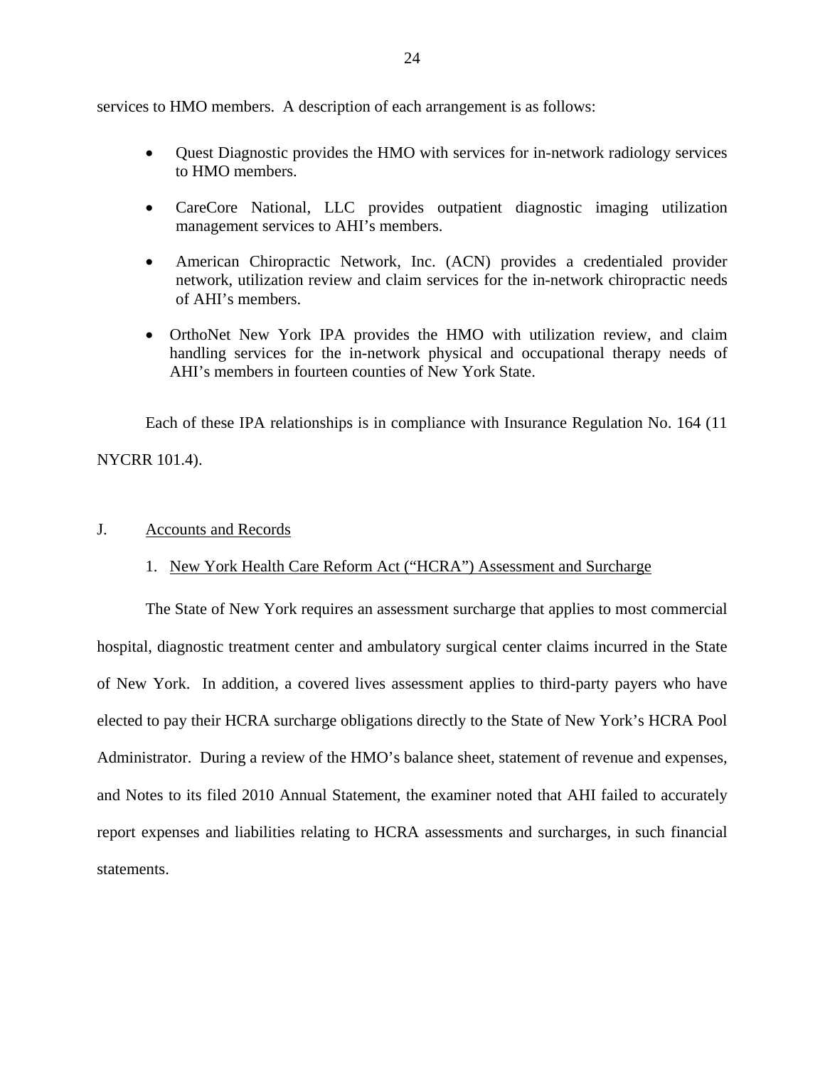services to HMO members. A description of each arrangement is as follows:

- Quest Diagnostic provides the HMO with services for in-network radiology services to HMO members.
- CareCore National, LLC provides outpatient diagnostic imaging utilization management services to AHI's members.
- American Chiropractic Network, Inc. (ACN) provides a credentialed provider network, utilization review and claim services for the in-network chiropractic needs of AHI's members.
- OrthoNet New York IPA provides the HMO with utilization review, and claim handling services for the in-network physical and occupational therapy needs of AHI's members in fourteen counties of New York State.

Each of these IPA relationships is in compliance with Insurance Regulation No. 164 (11 NYCRR 101.4).

## J. Accounts and Records

### 1. New York Health Care Reform Act ("HCRA") Assessment and Surcharge

The State of New York requires an assessment surcharge that applies to most commercial hospital, diagnostic treatment center and ambulatory surgical center claims incurred in the State of New York. In addition, a covered lives assessment applies to third-party payers who have elected to pay their HCRA surcharge obligations directly to the State of New York's HCRA Pool Administrator. During a review of the HMO's balance sheet, statement of revenue and expenses, and Notes to its filed 2010 Annual Statement, the examiner noted that AHI failed to accurately report expenses and liabilities relating to HCRA assessments and surcharges, in such financial statements.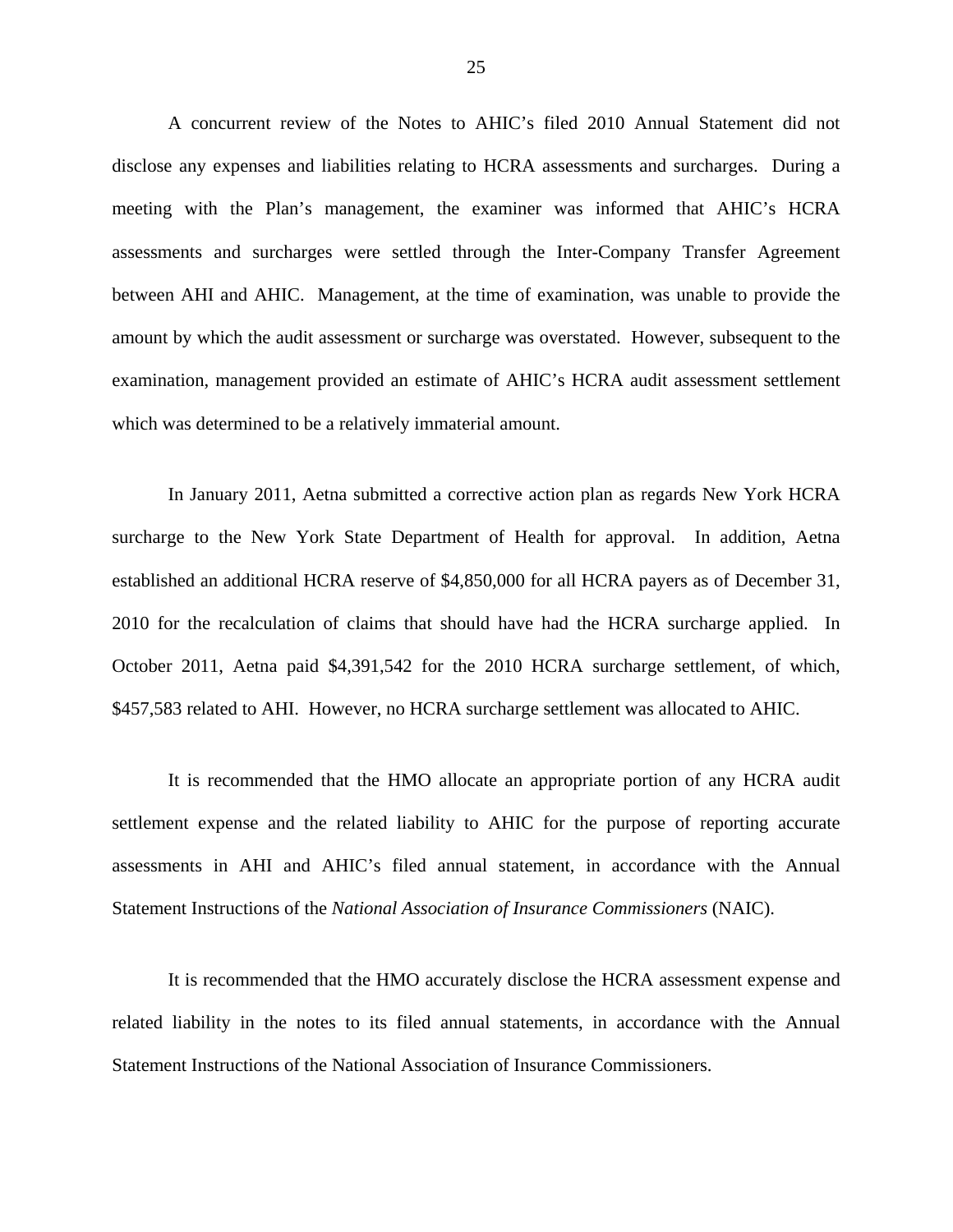A concurrent review of the Notes to AHIC's filed 2010 Annual Statement did not disclose any expenses and liabilities relating to HCRA assessments and surcharges. During a meeting with the Plan's management, the examiner was informed that AHIC's HCRA assessments and surcharges were settled through the Inter-Company Transfer Agreement between AHI and AHIC. Management, at the time of examination, was unable to provide the amount by which the audit assessment or surcharge was overstated. However, subsequent to the examination, management provided an estimate of AHIC's HCRA audit assessment settlement which was determined to be a relatively immaterial amount.

In January 2011, Aetna submitted a corrective action plan as regards New York HCRA surcharge to the New York State Department of Health for approval. In addition, Aetna established an additional HCRA reserve of $4,850,000 for all HCRA payers as of December 31, 2010 for the recalculation of claims that should have had the HCRA surcharge applied. In October 2011, Aetna paid $4,391,542 for the 2010 HCRA surcharge settlement, of which, $457,583 related to AHI. However, no HCRA surcharge settlement was allocated to AHIC.

It is recommended that the HMO allocate an appropriate portion of any HCRA audit settlement expense and the related liability to AHIC for the purpose of reporting accurate assessments in AHI and AHIC's filed annual statement, in accordance with the Annual Statement Instructions of the *National Association of Insurance Commissioners* (NAIC).

It is recommended that the HMO accurately disclose the HCRA assessment expense and related liability in the notes to its filed annual statements, in accordance with the Annual Statement Instructions of the National Association of Insurance Commissioners.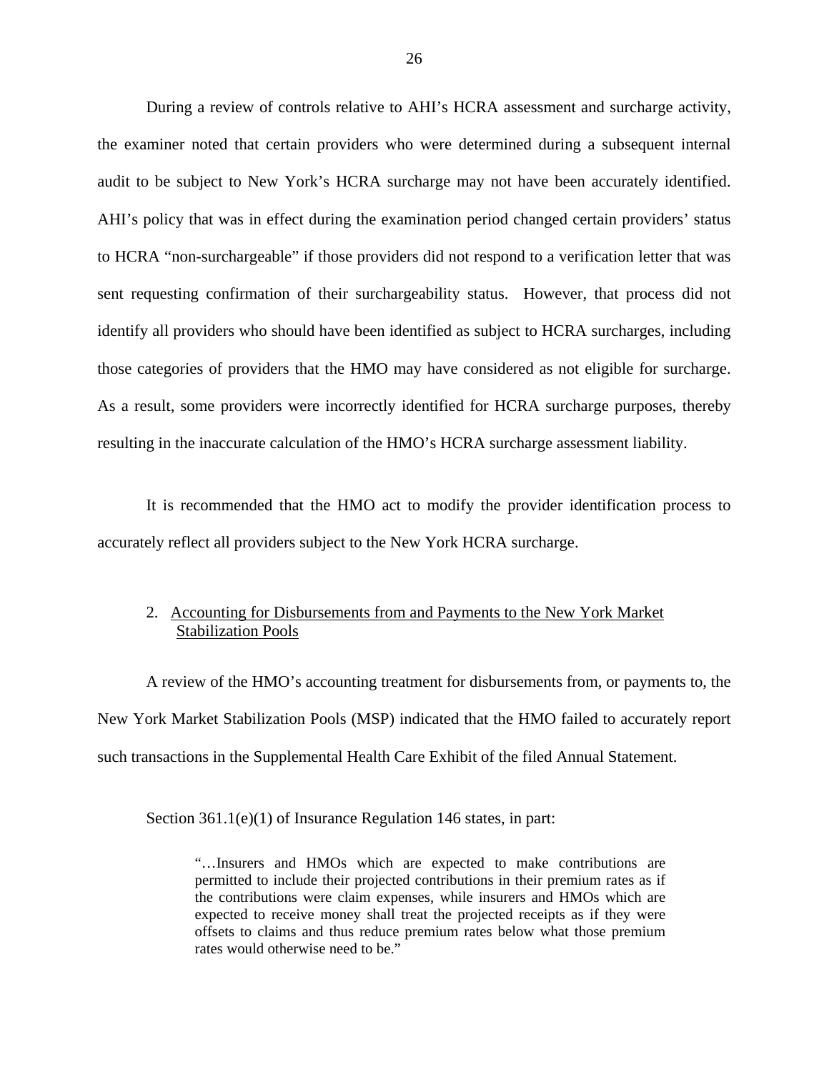During a review of controls relative to AHI's HCRA assessment and surcharge activity, the examiner noted that certain providers who were determined during a subsequent internal audit to be subject to New York's HCRA surcharge may not have been accurately identified. AHI's policy that was in effect during the examination period changed certain providers' status to HCRA "non-surchargeable" if those providers did not respond to a verification letter that was sent requesting confirmation of their surchargeability status. However, that process did not identify all providers who should have been identified as subject to HCRA surcharges, including those categories of providers that the HMO may have considered as not eligible for surcharge. As a result, some providers were incorrectly identified for HCRA surcharge purposes, thereby resulting in the inaccurate calculation of the HMO's HCRA surcharge assessment liability.

It is recommended that the HMO act to modify the provider identification process to accurately reflect all providers subject to the New York HCRA surcharge.

2. <u>Accounting for Disbursements from and Payments to the New York Market Stabilization Pools</u>

A review of the HMO's accounting treatment for disbursements from, or payments to, the New York Market Stabilization Pools (MSP) indicated that the HMO failed to accurately report such transactions in the Supplemental Health Care Exhibit of the filed Annual Statement.

Section 361.1(e)(1) of Insurance Regulation 146 states, in part:

> "…Insurers and HMOs which are expected to make contributions are permitted to include their projected contributions in their premium rates as if the contributions were claim expenses, while insurers and HMOs which are expected to receive money shall treat the projected receipts as if they were offsets to claims and thus reduce premium rates below what those premium rates would otherwise need to be."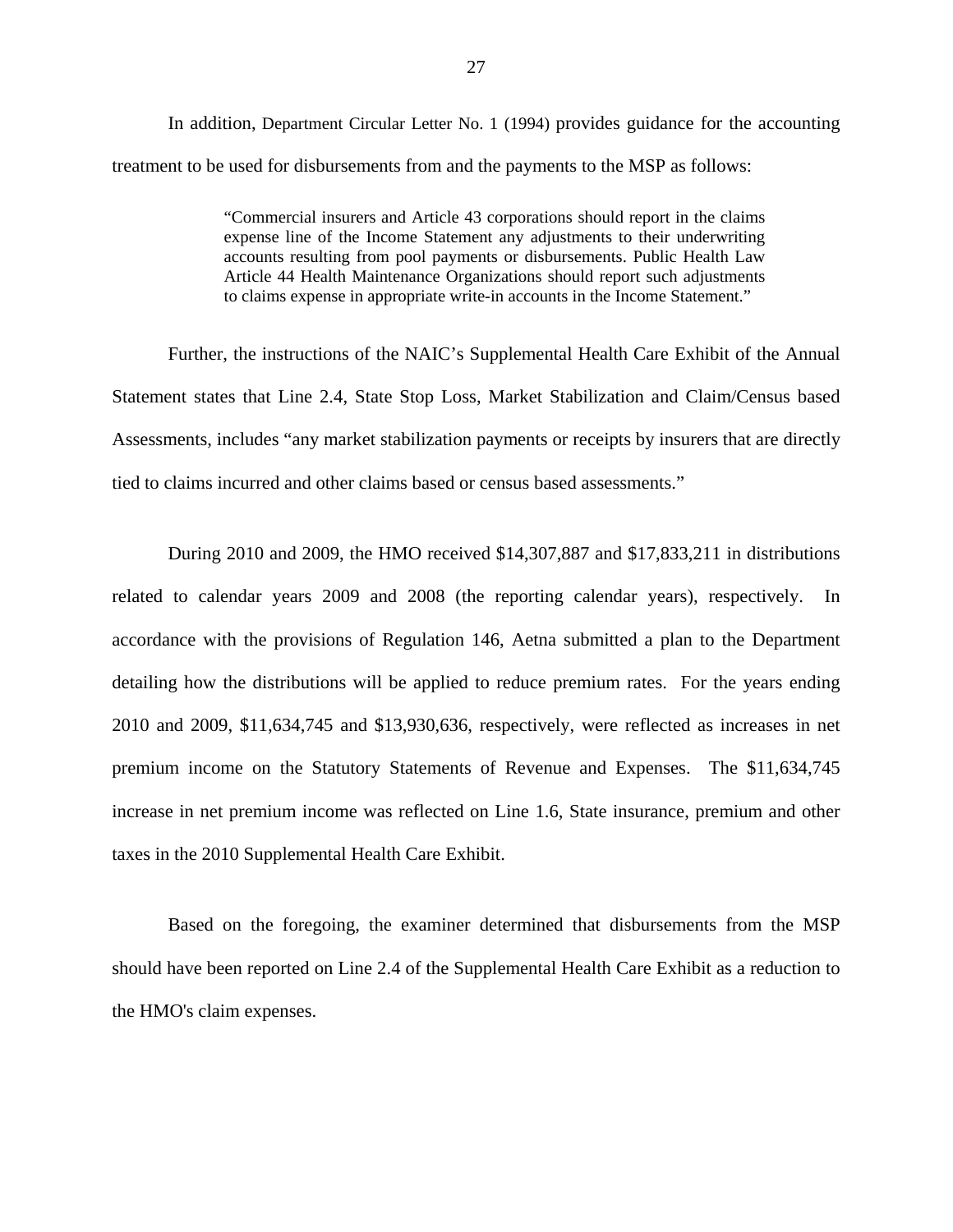In addition, Department Circular Letter No. 1 (1994) provides guidance for the accounting treatment to be used for disbursements from and the payments to the MSP as follows:

> "Commercial insurers and Article 43 corporations should report in the claims expense line of the Income Statement any adjustments to their underwriting accounts resulting from pool payments or disbursements. Public Health Law Article 44 Health Maintenance Organizations should report such adjustments to claims expense in appropriate write-in accounts in the Income Statement."

Further, the instructions of the NAIC's Supplemental Health Care Exhibit of the Annual Statement states that Line 2.4, State Stop Loss, Market Stabilization and Claim/Census based Assessments, includes "any market stabilization payments or receipts by insurers that are directly tied to claims incurred and other claims based or census based assessments."

During 2010 and 2009, the HMO received $14,307,887 and $17,833,211 in distributions related to calendar years 2009 and 2008 (the reporting calendar years), respectively. In accordance with the provisions of Regulation 146, Aetna submitted a plan to the Department detailing how the distributions will be applied to reduce premium rates. For the years ending 2010 and 2009, $11,634,745 and $13,930,636, respectively, were reflected as increases in net premium income on the Statutory Statements of Revenue and Expenses. The $11,634,745 increase in net premium income was reflected on Line 1.6, State insurance, premium and other taxes in the 2010 Supplemental Health Care Exhibit.

Based on the foregoing, the examiner determined that disbursements from the MSP should have been reported on Line 2.4 of the Supplemental Health Care Exhibit as a reduction to the HMO's claim expenses.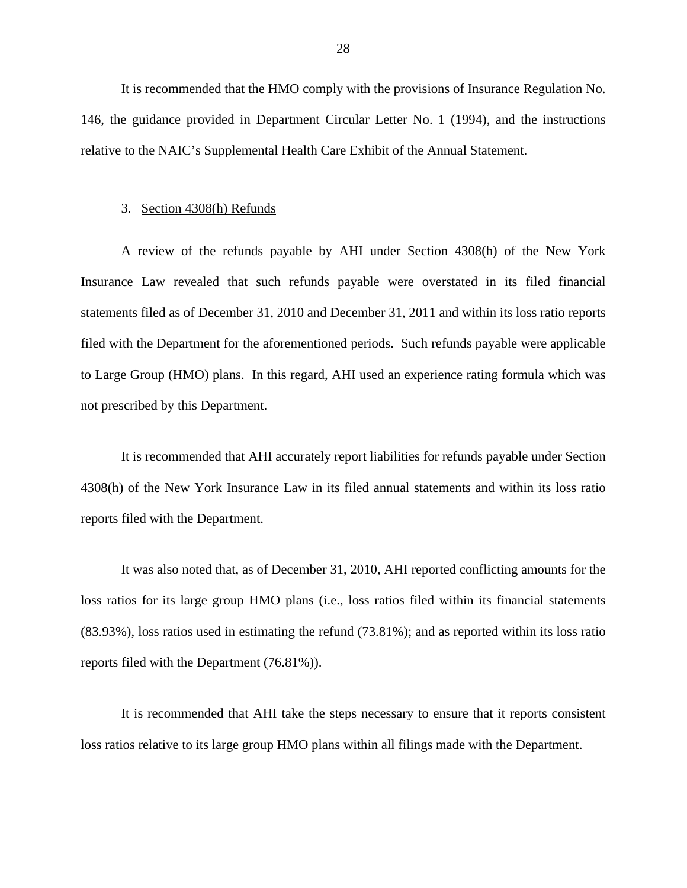It is recommended that the HMO comply with the provisions of Insurance Regulation No. 146, the guidance provided in Department Circular Letter No. 1 (1994), and the instructions relative to the NAIC's Supplemental Health Care Exhibit of the Annual Statement.

3. Section 4308(h) Refunds

A review of the refunds payable by AHI under Section 4308(h) of the New York Insurance Law revealed that such refunds payable were overstated in its filed financial statements filed as of December 31, 2010 and December 31, 2011 and within its loss ratio reports filed with the Department for the aforementioned periods. Such refunds payable were applicable to Large Group (HMO) plans. In this regard, AHI used an experience rating formula which was not prescribed by this Department.

It is recommended that AHI accurately report liabilities for refunds payable under Section 4308(h) of the New York Insurance Law in its filed annual statements and within its loss ratio reports filed with the Department.

It was also noted that, as of December 31, 2010, AHI reported conflicting amounts for the loss ratios for its large group HMO plans (i.e., loss ratios filed within its financial statements (83.93%), loss ratios used in estimating the refund (73.81%); and as reported within its loss ratio reports filed with the Department (76.81%)).

It is recommended that AHI take the steps necessary to ensure that it reports consistent loss ratios relative to its large group HMO plans within all filings made with the Department.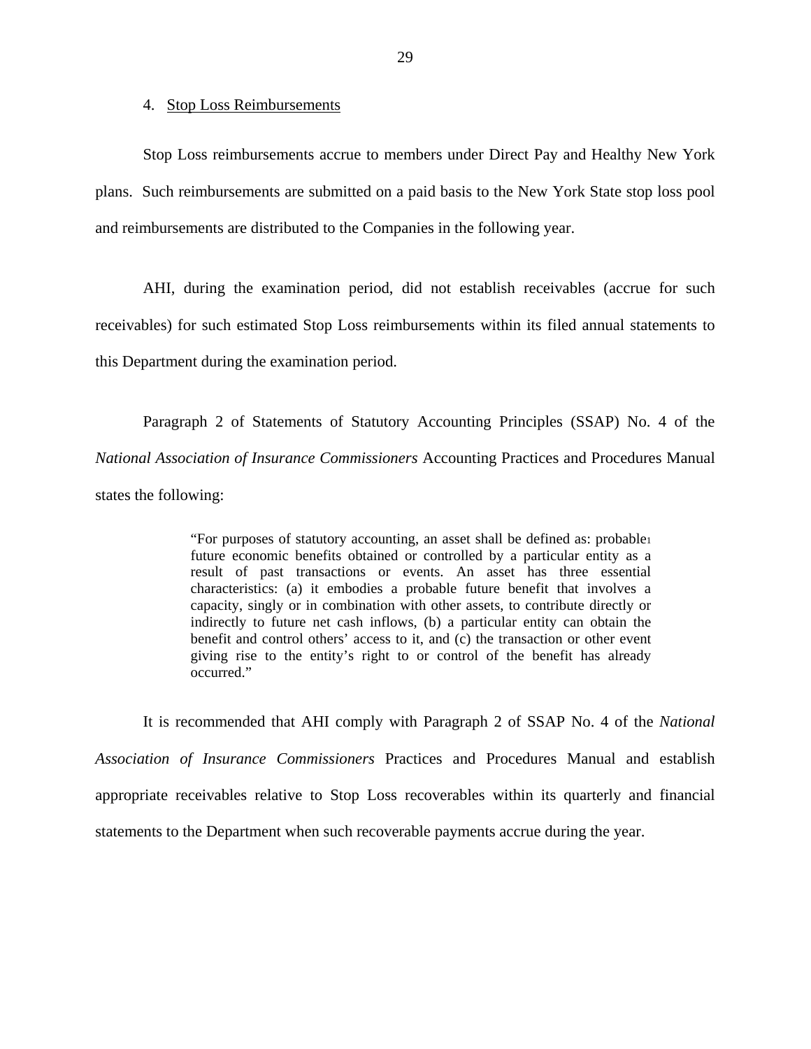4. Stop Loss Reimbursements

Stop Loss reimbursements accrue to members under Direct Pay and Healthy New York plans. Such reimbursements are submitted on a paid basis to the New York State stop loss pool and reimbursements are distributed to the Companies in the following year.

AHI, during the examination period, did not establish receivables (accrue for such receivables) for such estimated Stop Loss reimbursements within its filed annual statements to this Department during the examination period.

Paragraph 2 of Statements of Statutory Accounting Principles (SSAP) No. 4 of the *National Association of Insurance Commissioners* Accounting Practices and Procedures Manual states the following:

> "For purposes of statutory accounting, an asset shall be defined as: probable[1] future economic benefits obtained or controlled by a particular entity as a result of past transactions or events. An asset has three essential characteristics: (a) it embodies a probable future benefit that involves a capacity, singly or in combination with other assets, to contribute directly or indirectly to future net cash inflows, (b) a particular entity can obtain the benefit and control others' access to it, and (c) the transaction or other event giving rise to the entity's right to or control of the benefit has already occurred."

It is recommended that AHI comply with Paragraph 2 of SSAP No. 4 of the *National Association of Insurance Commissioners* Practices and Procedures Manual and establish appropriate receivables relative to Stop Loss recoverables within its quarterly and financial statements to the Department when such recoverable payments accrue during the year.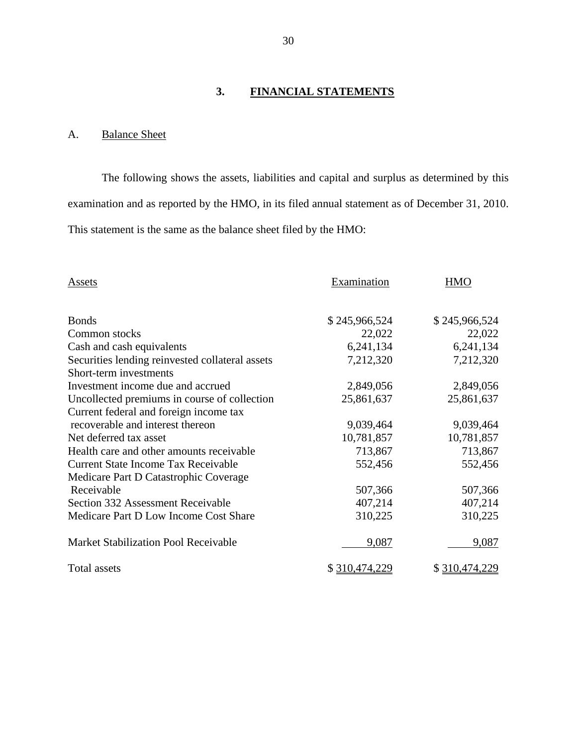## 3. FINANCIAL STATEMENTS

### A. Balance Sheet

The following shows the assets, liabilities and capital and surplus as determined by this examination and as reported by the HMO, in its filed annual statement as of December 31, 2010. This statement is the same as the balance sheet filed by the HMO:

| Assets | Examination | HMO |
|---|---|---|
| Bonds | $ 245,966,524 | $ 245,966,524 |
| Common stocks | 22,022 | 22,022 |
| Cash and cash equivalents | 6,241,134 | 6,241,134 |
| Securities lending reinvested collateral assets | 7,212,320 | 7,212,320 |
| Short-term investments | | |
| Investment income due and accrued | 2,849,056 | 2,849,056 |
| Uncollected premiums in course of collection | 25,861,637 | 25,861,637 |
| Current federal and foreign income tax recoverable and interest thereon | 9,039,464 | 9,039,464 |
| Net deferred tax asset | 10,781,857 | 10,781,857 |
| Health care and other amounts receivable | 713,867 | 713,867 |
| Current State Income Tax Receivable | 552,456 | 552,456 |
| Medicare Part D Catastrophic Coverage Receivable | 507,366 | 507,366 |
| Section 332 Assessment Receivable | 407,214 | 407,214 |
| Medicare Part D Low Income Cost Share | 310,225 | 310,225 |
| Market Stabilization Pool Receivable | 9,087 | 9,087 |
| Total assets | $ 310,474,229 | $ 310,474,229 |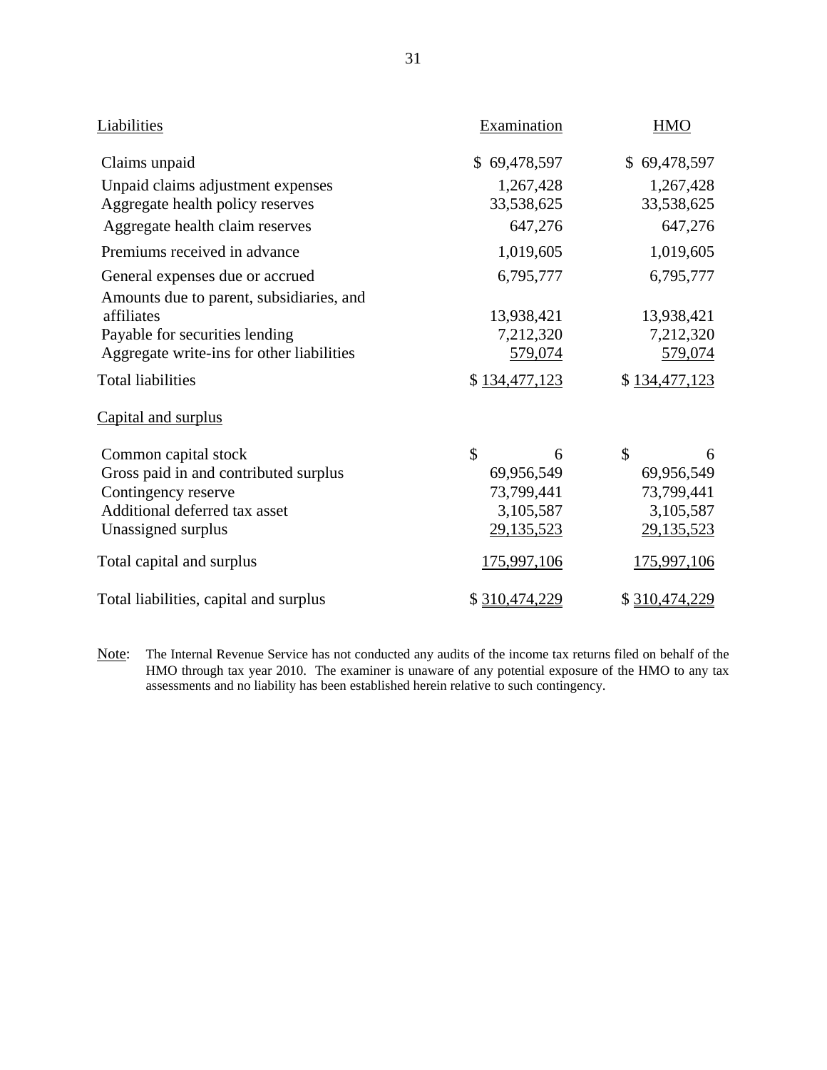| Liabilities | Examination | HMO |
| --- | --- | --- |
| Claims unpaid | $ 69,478,597 | $ 69,478,597 |
| Unpaid claims adjustment expenses | 1,267,428 | 1,267,428 |
| Aggregate health policy reserves | 33,538,625 | 33,538,625 |
| Aggregate health claim reserves | 647,276 | 647,276 |
| Premiums received in advance | 1,019,605 | 1,019,605 |
| General expenses due or accrued | 6,795,777 | 6,795,777 |
| Amounts due to parent, subsidiaries, and affiliates | 13,938,421 | 13,938,421 |
| Payable for securities lending | 7,212,320 | 7,212,320 |
| Aggregate write-ins for other liabilities | 579,074 | 579,074 |
| Total liabilities | $ 134,477,123 | $ 134,477,123 |
| Capital and surplus | | |
| Common capital stock | $ 6 | $ 6 |
| Gross paid in and contributed surplus | 69,956,549 | 69,956,549 |
| Contingency reserve | 73,799,441 | 73,799,441 |
| Additional deferred tax asset | 3,105,587 | 3,105,587 |
| Unassigned surplus | 29,135,523 | 29,135,523 |
| Total capital and surplus | 175,997,106 | 175,997,106 |
| Total liabilities, capital and surplus | $ 310,474,229 | $ 310,474,229 |

Note: The Internal Revenue Service has not conducted any audits of the income tax returns filed on behalf of the HMO through tax year 2010. The examiner is unaware of any potential exposure of the HMO to any tax assessments and no liability has been established herein relative to such contingency.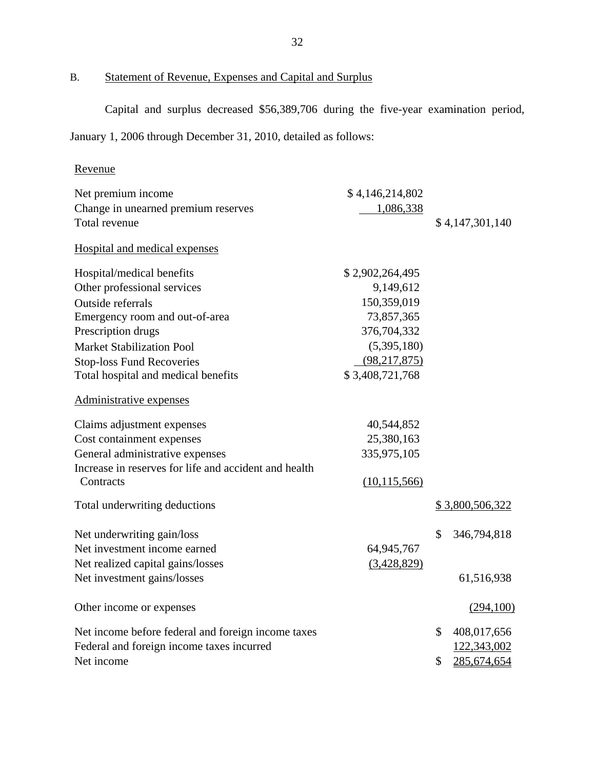B. Statement of Revenue, Expenses and Capital and Surplus

Capital and surplus decreased $56,389,706 during the five-year examination period, January 1, 2006 through December 31, 2010, detailed as follows:

| | | |
|---|---|---|
| Revenue | | |
| Net premium income | $ 4,146,214,802 | |
| Change in unearned premium reserves | 1,086,338 | |
| Total revenue | | $ 4,147,301,140 |
| Hospital and medical expenses | | |
| Hospital/medical benefits | $ 2,902,264,495 | |
| Other professional services | 9,149,612 | |
| Outside referrals | 150,359,019 | |
| Emergency room and out-of-area | 73,857,365 | |
| Prescription drugs | 376,704,332 | |
| Market Stabilization Pool | (5,395,180) | |
| Stop-loss Fund Recoveries | (98,217,875) | |
| Total hospital and medical benefits | $ 3,408,721,768 | |
| Administrative expenses | | |
| Claims adjustment expenses | 40,544,852 | |
| Cost containment expenses | 25,380,163 | |
| General administrative expenses | 335,975,105 | |
| Increase in reserves for life and accident and health Contracts | (10,115,566) | |
| Total underwriting deductions | | $ 3,800,506,322 |
| Net underwriting gain/loss | | $ 346,794,818 |
| Net investment income earned | 64,945,767 | |
| Net realized capital gains/losses | (3,428,829) | |
| Net investment gains/losses | | 61,516,938 |
| Other income or expenses | | (294,100) |
| Net income before federal and foreign income taxes | | $ 408,017,656 |
| Federal and foreign income taxes incurred | | 122,343,002 |
| Net income | | $ 285,674,654 |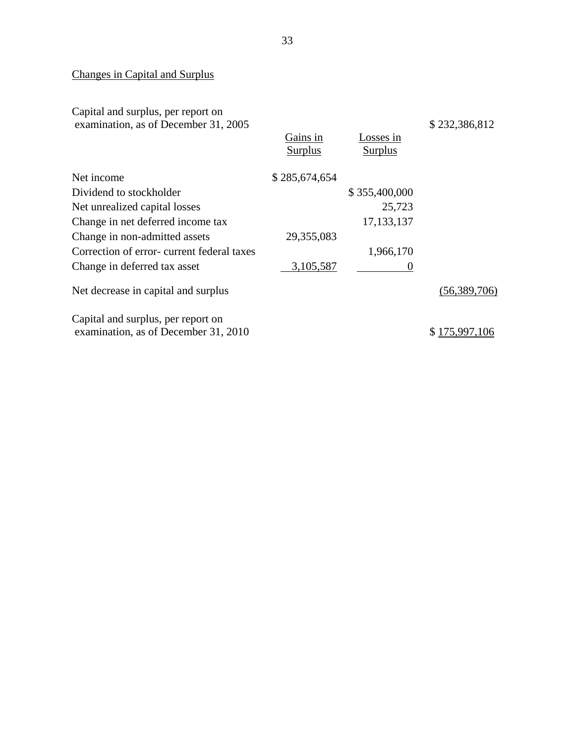## Changes in Capital and Surplus

| | Gains in Surplus | Losses in Surplus | |
|---|---|---|---|
| Capital and surplus, per report on examination, as of December 31, 2005 | | | $ 232,386,812 |
| Net income | $ 285,674,654 | | |
| Dividend to stockholder | | $ 355,400,000 | |
| Net unrealized capital losses | | 25,723 | |
| Change in net deferred income tax | | 17,133,137 | |
| Change in non-admitted assets | 29,355,083 | | |
| Correction of error- current federal taxes | | 1,966,170 | |
| Change in deferred tax asset | 3,105,587 | 0 | |
| Net decrease in capital and surplus | | | (56,389,706) |
| Capital and surplus, per report on examination, as of December 31, 2010 | | | $ 175,997,106 |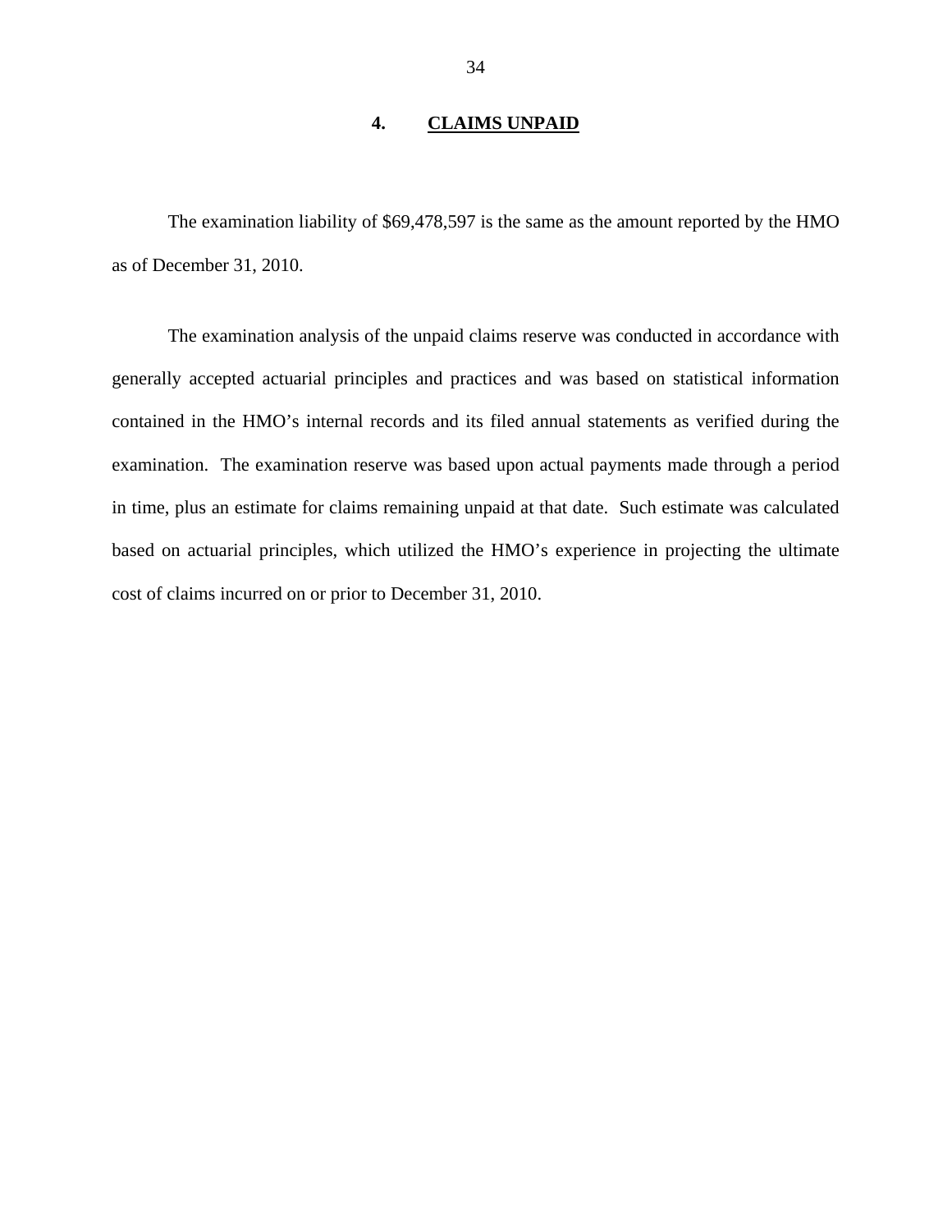## 4. <u>CLAIMS UNPAID</u>

The examination liability of $69,478,597 is the same as the amount reported by the HMO as of December 31, 2010.

The examination analysis of the unpaid claims reserve was conducted in accordance with generally accepted actuarial principles and practices and was based on statistical information contained in the HMO's internal records and its filed annual statements as verified during the examination. The examination reserve was based upon actual payments made through a period in time, plus an estimate for claims remaining unpaid at that date. Such estimate was calculated based on actuarial principles, which utilized the HMO's experience in projecting the ultimate cost of claims incurred on or prior to December 31, 2010.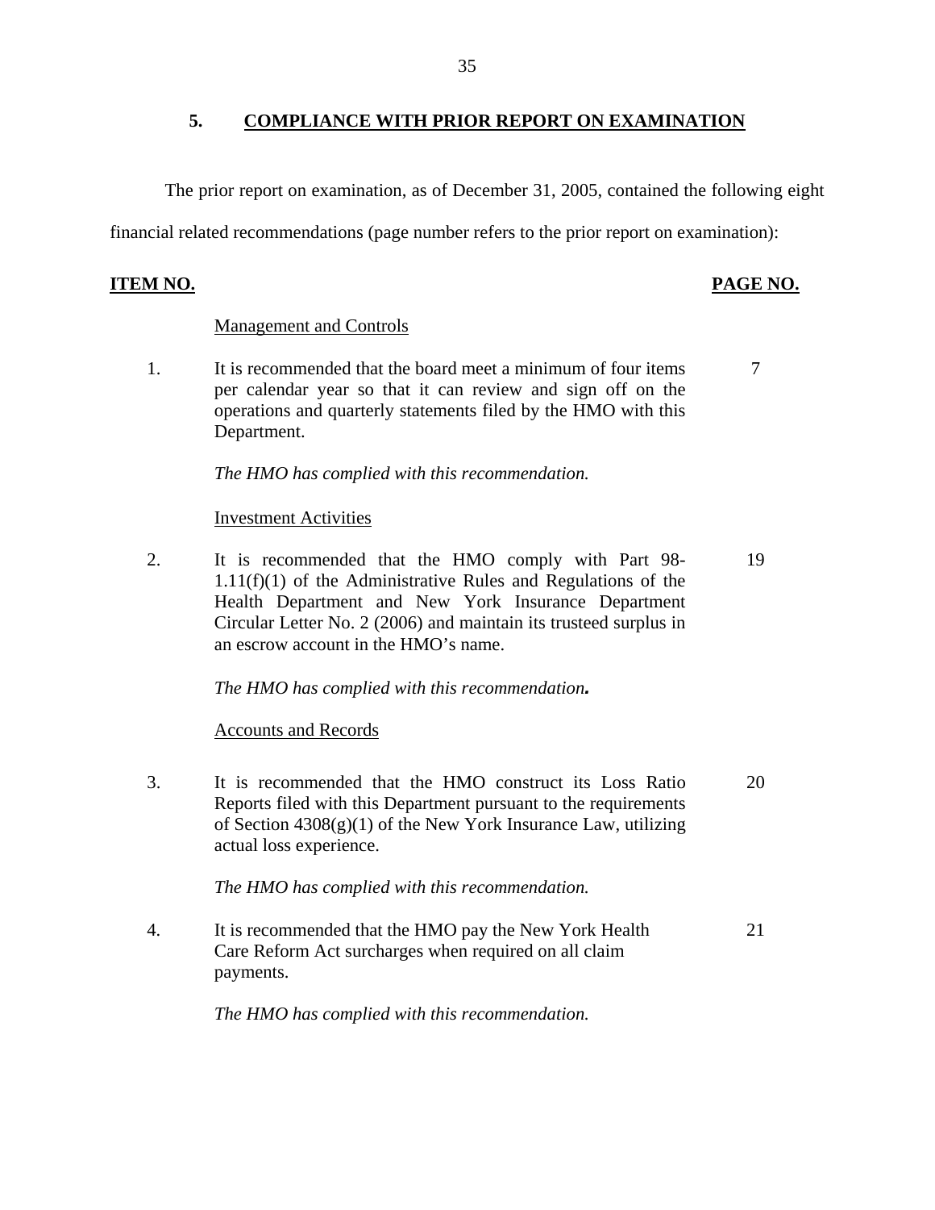## 5. COMPLIANCE WITH PRIOR REPORT ON EXAMINATION

The prior report on examination, as of December 31, 2005, contained the following eight financial related recommendations (page number refers to the prior report on examination):

| ITEM NO. | | PAGE NO. |
|---|---|---|
| | Management and Controls | |
| 1. | It is recommended that the board meet a minimum of four items per calendar year so that it can review and sign off on the operations and quarterly statements filed by the HMO with this Department.<br><br>*The HMO has complied with this recommendation.* | 7 |
| | Investment Activities | |
| 2. | It is recommended that the HMO comply with Part 98-1.11(f)(1) of the Administrative Rules and Regulations of the Health Department and New York Insurance Department Circular Letter No. 2 (2006) and maintain its trusteed surplus in an escrow account in the HMO's name.<br><br>*The HMO has complied with this recommendation.* | 19 |
| | Accounts and Records | |
| 3. | It is recommended that the HMO construct its Loss Ratio Reports filed with this Department pursuant to the requirements of Section 4308(g)(1) of the New York Insurance Law, utilizing actual loss experience.<br><br>*The HMO has complied with this recommendation.* | 20 |
| 4. | It is recommended that the HMO pay the New York Health Care Reform Act surcharges when required on all claim payments.<br><br>*The HMO has complied with this recommendation.* | 21 |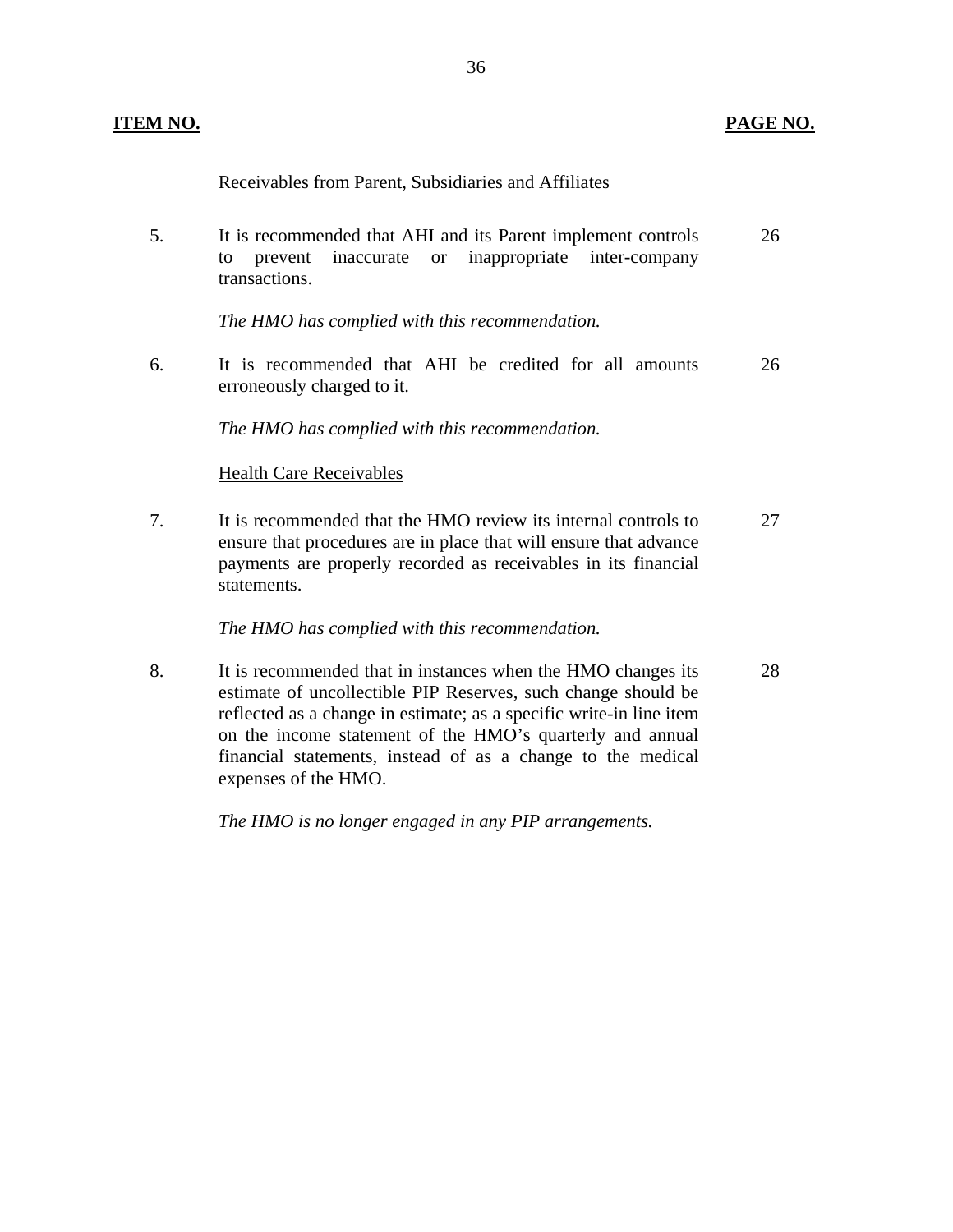| ITEM NO. | | PAGE NO. |
|---|---|---|
| | Receivables from Parent, Subsidiaries and Affiliates | |
| 5. | It is recommended that AHI and its Parent implement controls to prevent inaccurate or inappropriate inter-company transactions. | 26 |
| | *The HMO has complied with this recommendation.* | |
| 6. | It is recommended that AHI be credited for all amounts erroneously charged to it. | 26 |
| | *The HMO has complied with this recommendation.* | |
| | Health Care Receivables | |
| 7. | It is recommended that the HMO review its internal controls to ensure that procedures are in place that will ensure that advance payments are properly recorded as receivables in its financial statements. | 27 |
| | *The HMO has complied with this recommendation.* | |
| 8. | It is recommended that in instances when the HMO changes its estimate of uncollectible PIP Reserves, such change should be reflected as a change in estimate; as a specific write-in line item on the income statement of the HMO's quarterly and annual financial statements, instead of as a change to the medical expenses of the HMO. | 28 |
| | *The HMO is no longer engaged in any PIP arrangements.* | |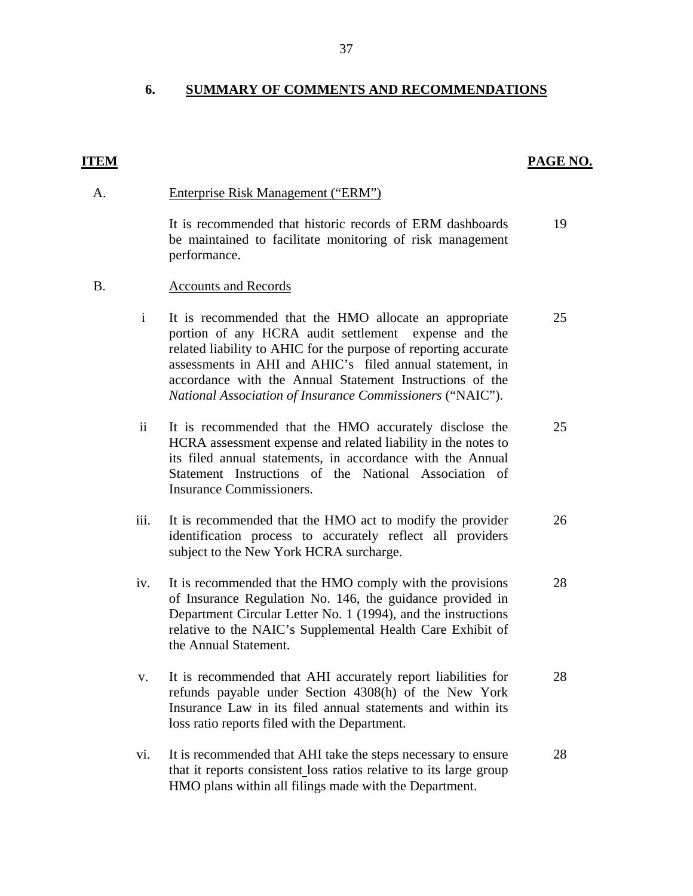## 6. SUMMARY OF COMMENTS AND RECOMMENDATIONS

| ITEM | | | PAGE NO. |
|---|---|---|---|
| A. | | Enterprise Risk Management ("ERM") | |
| | | It is recommended that historic records of ERM dashboards be maintained to facilitate monitoring of risk management performance. | 19 |
| B. | | Accounts and Records | |
| | i | It is recommended that the HMO allocate an appropriate portion of any HCRA audit settlement expense and the related liability to AHIC for the purpose of reporting accurate assessments in AHI and AHIC's filed annual statement, in accordance with the Annual Statement Instructions of the *National Association of Insurance Commissioners* ("NAIC"). | 25 |
| | ii | It is recommended that the HMO accurately disclose the HCRA assessment expense and related liability in the notes to its filed annual statements, in accordance with the Annual Statement Instructions of the National Association of Insurance Commissioners. | 25 |
| | iii. | It is recommended that the HMO act to modify the provider identification process to accurately reflect all providers subject to the New York HCRA surcharge. | 26 |
| | iv. | It is recommended that the HMO comply with the provisions of Insurance Regulation No. 146, the guidance provided in Department Circular Letter No. 1 (1994), and the instructions relative to the NAIC's Supplemental Health Care Exhibit of the Annual Statement. | 28 |
| | v. | It is recommended that AHI accurately report liabilities for refunds payable under Section 4308(h) of the New York Insurance Law in its filed annual statements and within its loss ratio reports filed with the Department. | 28 |
| | vi. | It is recommended that AHI take the steps necessary to ensure that it reports consistent loss ratios relative to its large group HMO plans within all filings made with the Department. | 28 |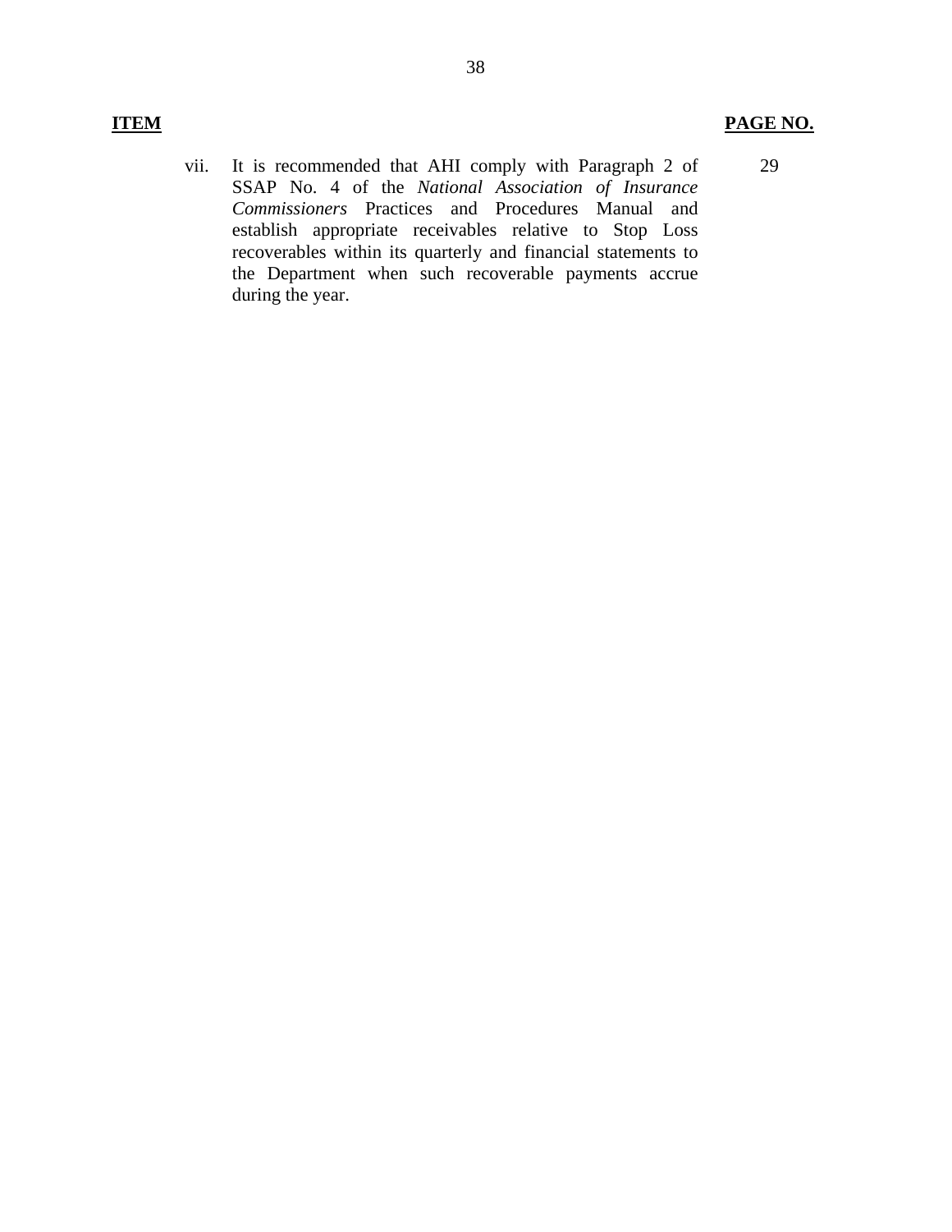| **ITEM** | | **PAGE NO.** |
| --- | --- | --- |
| vii. | It is recommended that AHI comply with Paragraph 2 of SSAP No. 4 of the *National Association of Insurance Commissioners* Practices and Procedures Manual and establish appropriate receivables relative to Stop Loss recoverables within its quarterly and financial statements to the Department when such recoverable payments accrue during the year. | 29 |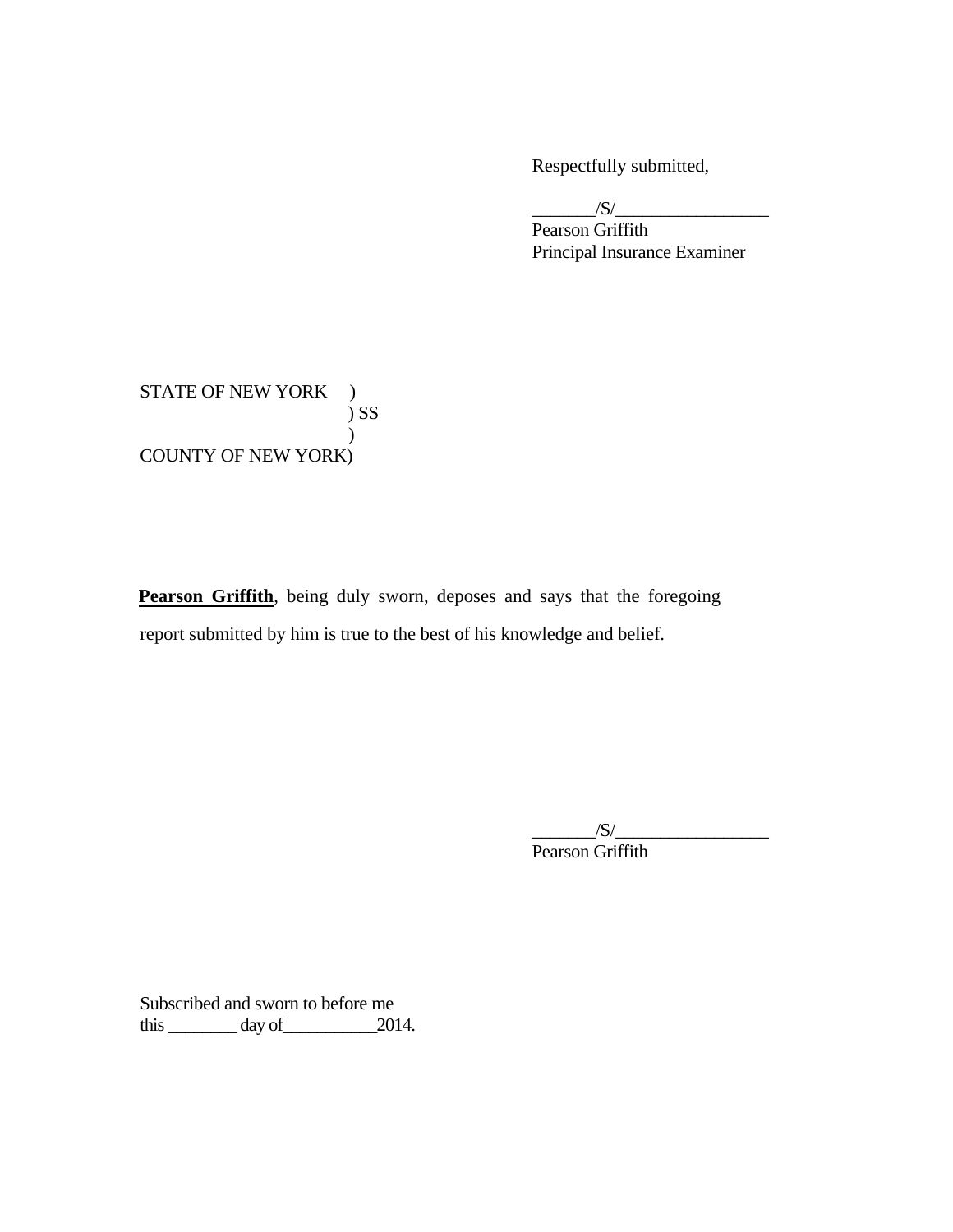Respectfully submitted,

_______/S/_________________
Pearson Griffith
Principal Insurance Examiner

STATE OF NEW YORK )
) SS
)
COUNTY OF NEW YORK)

**Pearson Griffith**, being duly sworn, deposes and says that the foregoing report submitted by him is true to the best of his knowledge and belief.

_______/S/_________________
Pearson Griffith

Subscribed and sworn to before me
this ________ day of___________2014.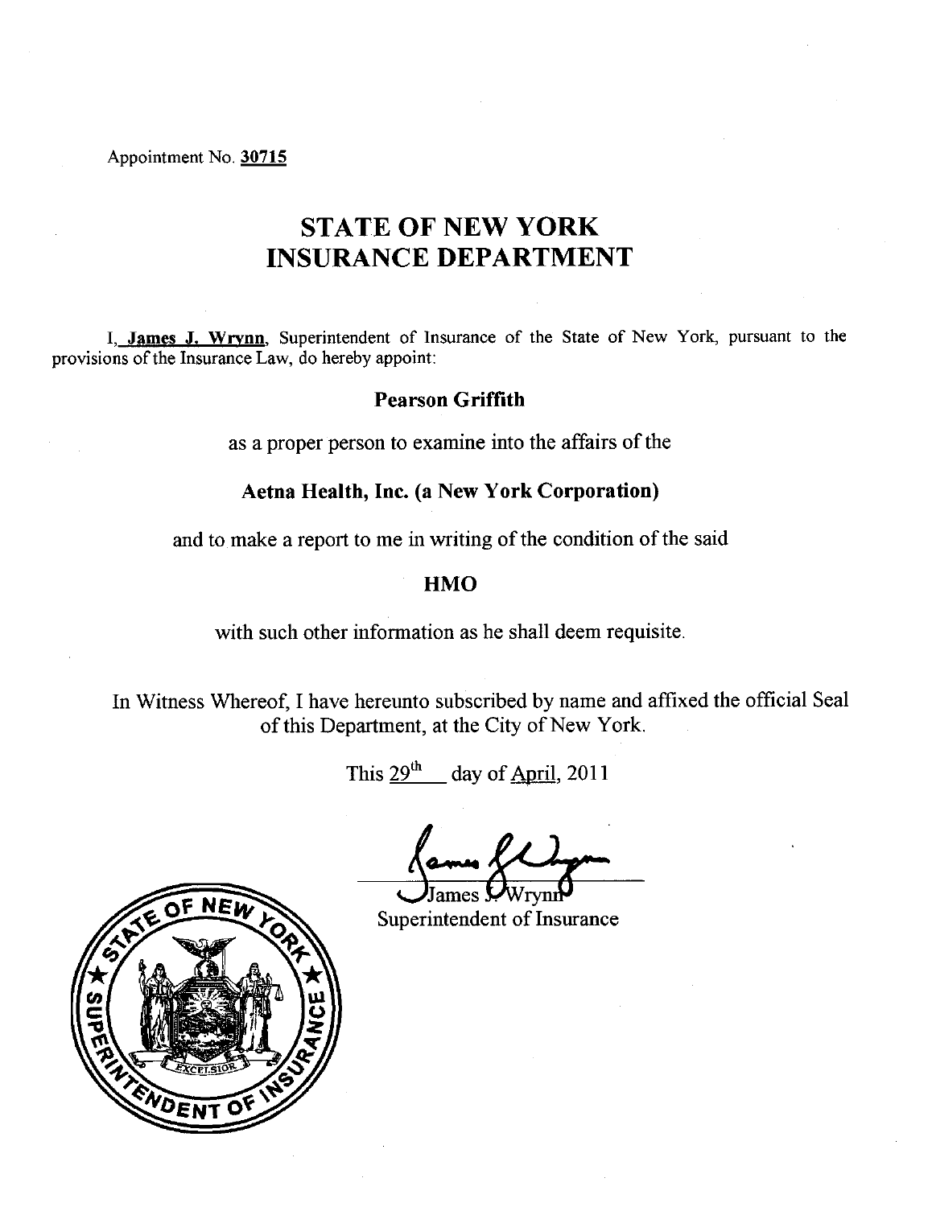Appointment No. **30715**

# STATE OF NEW YORK
# INSURANCE DEPARTMENT

I, **James J. Wrynn**, Superintendent of Insurance of the State of New York, pursuant to the provisions of the Insurance Law, do hereby appoint:

**Pearson Griffith**

as a proper person to examine into the affairs of the

**Aetna Health, Inc. (a New York Corporation)**

and to make a report to me in writing of the condition of the said

**HMO**

with such other information as he shall deem requisite.

In Witness Whereof, I have hereunto subscribed by name and affixed the official Seal of this Department, at the City of New York.

This 29th day of April, 2011

James J. Wrynn
Superintendent of Insurance

STATE OF NEW YORK ★ SUPERINTENDENT OF INSURANCE ★ EXCELSIOR